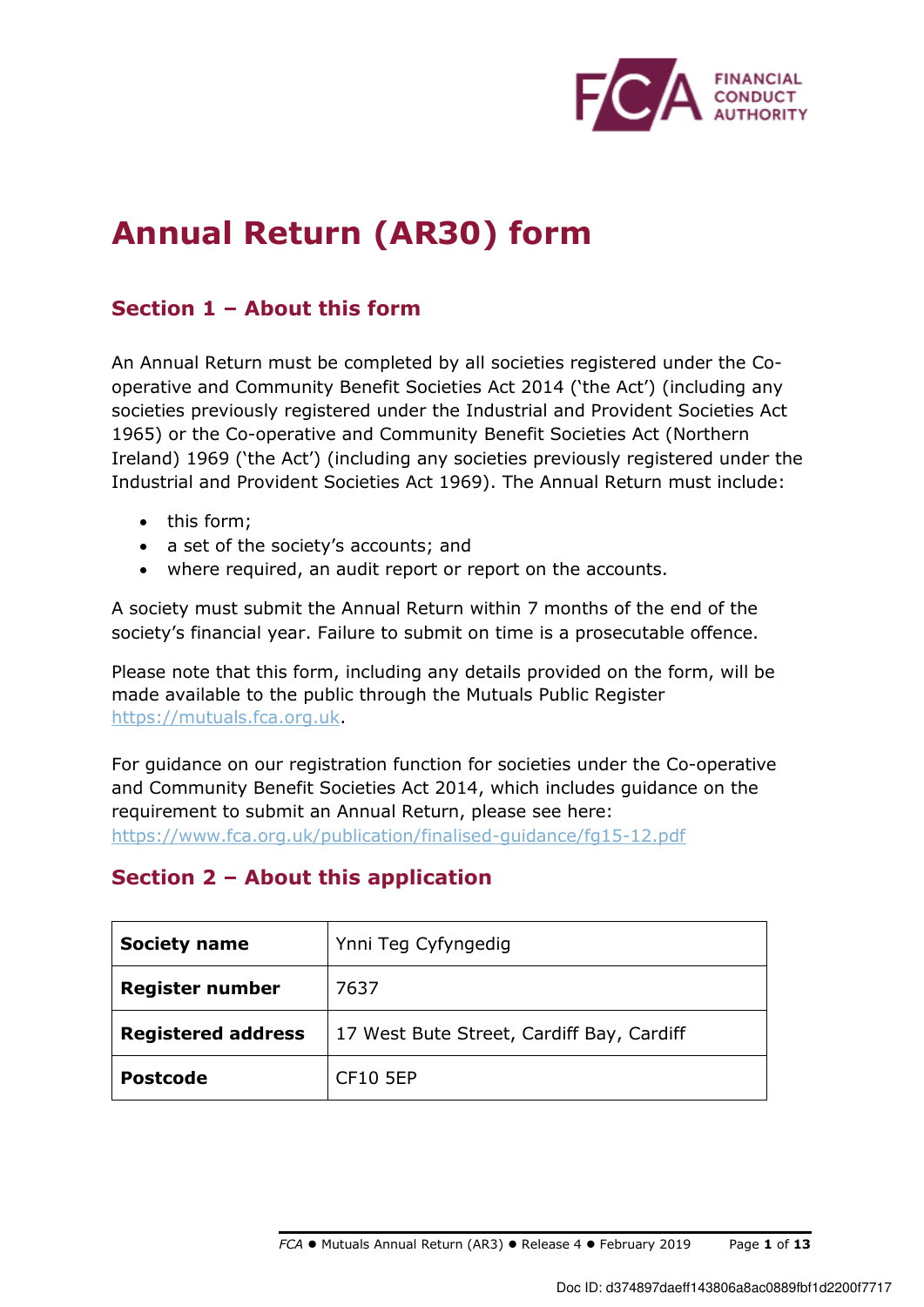# Annual Return (AR30) form

## Section 1 – About this form

An Annual Return must be completed by all societies registered under the Co-operative and Community Benefit Societies Act 2014 ('the Act') (including any societies previously registered under the Industrial and Provident Societies Act 1965) or the Co-operative and Community Benefit Societies Act (Northern Ireland) 1969 ('the Act') (including any societies previously registered under the Industrial and Provident Societies Act 1969). The Annual Return must include:

- this form;
- a set of the society's accounts; and
- where required, an audit report or report on the accounts.

A society must submit the Annual Return within 7 months of the end of the society's financial year. Failure to submit on time is a prosecutable offence.

Please note that this form, including any details provided on the form, will be made available to the public through the Mutuals Public Register https://mutuals.fca.org.uk.

For guidance on our registration function for societies under the Co-operative and Community Benefit Societies Act 2014, which includes guidance on the requirement to submit an Annual Return, please see here: https://www.fca.org.uk/publication/finalised-guidance/fg15-12.pdf

## Section 2 – About this application

| | |
|---|---|
| **Society name** | Ynni Teg Cyfyngedig |
| **Register number** | 7637 |
| **Registered address** | 17 West Bute Street, Cardiff Bay, Cardiff |
| **Postcode** | CF10 5EP |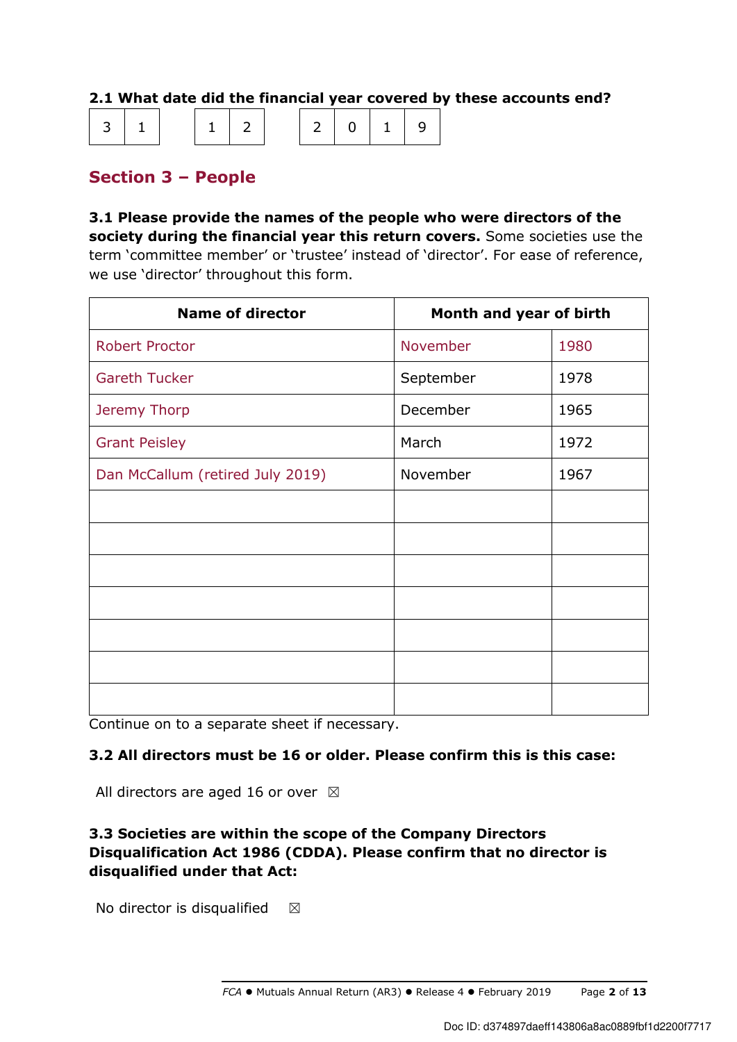**2.1 What date did the financial year covered by these accounts end?**

| 3 | 1 | | 1 | 2 | | 2 | 0 | 1 | 9 |
|---|---|---|---|---|---|---|---|---|---|

## Section 3 – People

**3.1 Please provide the names of the people who were directors of the society during the financial year this return covers.** Some societies use the term 'committee member' or 'trustee' instead of 'director'. For ease of reference, we use 'director' throughout this form.

| Name of director | Month and year of birth | |
|---|---|---|
| Robert Proctor | November | 1980 |
| Gareth Tucker | September | 1978 |
| Jeremy Thorp | December | 1965 |
| Grant Peisley | March | 1972 |
| Dan McCallum (retired July 2019) | November | 1967 |
| | | |
| | | |
| | | |
| | | |
| | | |
| | | |
| | | |

Continue on to a separate sheet if necessary.

**3.2 All directors must be 16 or older. Please confirm this is this case:**

All directors are aged 16 or over ☒

**3.3 Societies are within the scope of the Company Directors Disqualification Act 1986 (CDDA). Please confirm that no director is disqualified under that Act:**

No director is disqualified ☒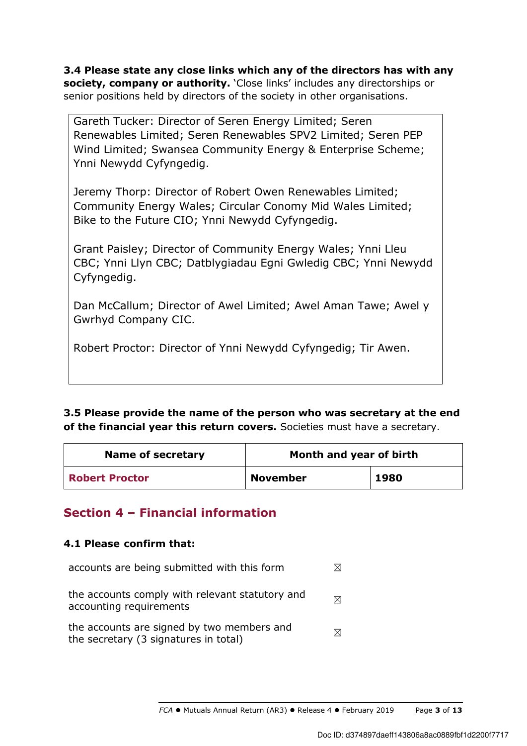**3.4 Please state any close links which any of the directors has with any society, company or authority.** 'Close links' includes any directorships or senior positions held by directors of the society in other organisations.

Gareth Tucker: Director of Seren Energy Limited; Seren Renewables Limited; Seren Renewables SPV2 Limited; Seren PEP Wind Limited; Swansea Community Energy & Enterprise Scheme; Ynni Newydd Cyfyngedig.

Jeremy Thorp: Director of Robert Owen Renewables Limited; Community Energy Wales; Circular Conomy Mid Wales Limited; Bike to the Future CIO; Ynni Newydd Cyfyngedig.

Grant Paisley; Director of Community Energy Wales; Ynni Lleu CBC; Ynni Llyn CBC; Datblygiadau Egni Gwledig CBC; Ynni Newydd Cyfyngedig.

Dan McCallum; Director of Awel Limited; Awel Aman Tawe; Awel y Gwrhyd Company CIC.

Robert Proctor: Director of Ynni Newydd Cyfyngedig; Tir Awen.

**3.5 Please provide the name of the person who was secretary at the end of the financial year this return covers.** Societies must have a secretary.

| Name of secretary | Month and year of birth | |
|---|---|---|
| **Robert Proctor** | **November** | **1980** |

## Section 4 – Financial information

**4.1 Please confirm that:**

| | |
|---|---|
| accounts are being submitted with this form | ☒ |
| the accounts comply with relevant statutory and accounting requirements | ☒ |
| the accounts are signed by two members and the secretary (3 signatures in total) | ☒ |

Doc ID: d374897daeff143806a8ac0889fbf1d2200f7717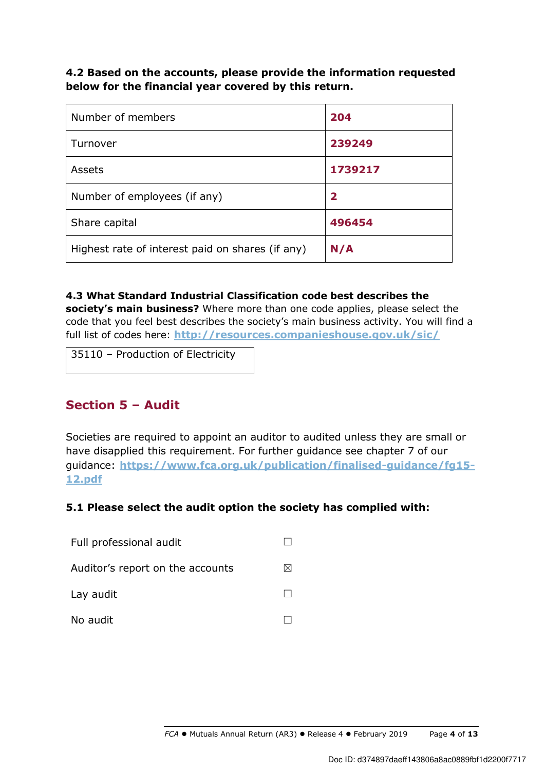**4.2 Based on the accounts, please provide the information requested below for the financial year covered by this return.**

| | |
|---|---|
| Number of members | **204** |
| Turnover | **239249** |
| Assets | **1739217** |
| Number of employees (if any) | **2** |
| Share capital | **496454** |
| Highest rate of interest paid on shares (if any) | **N/A** |

**4.3 What Standard Industrial Classification code best describes the society's main business?** Where more than one code applies, please select the code that you feel best describes the society's main business activity. You will find a full list of codes here: [http://resources.companieshouse.gov.uk/sic/](http://resources.companieshouse.gov.uk/sic/)

35110 – Production of Electricity

## Section 5 – Audit

Societies are required to appoint an auditor to audited unless they are small or have disapplied this requirement. For further guidance see chapter 7 of our guidance: [https://www.fca.org.uk/publication/finalised-guidance/fg15-12.pdf](https://www.fca.org.uk/publication/finalised-guidance/fg15-12.pdf)

**5.1 Please select the audit option the society has complied with:**

| | |
|---|---|
| Full professional audit | ☐ |
| Auditor's report on the accounts | ☒ |
| Lay audit | ☐ |
| No audit | ☐ |

Doc ID: d374897daeff143806a8ac0889fbf1d2200f7717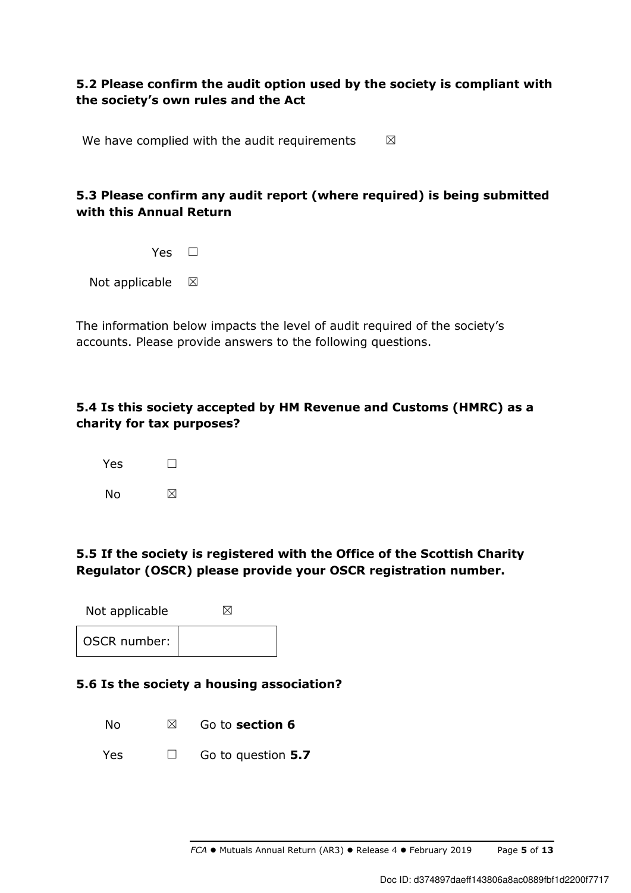### 5.2 Please confirm the audit option used by the society is compliant with the society's own rules and the Act

We have complied with the audit requirements ☒

### 5.3 Please confirm any audit report (where required) is being submitted with this Annual Return

Yes ☐

Not applicable ☒

The information below impacts the level of audit required of the society's accounts. Please provide answers to the following questions.

### 5.4 Is this society accepted by HM Revenue and Customs (HMRC) as a charity for tax purposes?

Yes ☐

No ☒

### 5.5 If the society is registered with the Office of the Scottish Charity Regulator (OSCR) please provide your OSCR registration number.

Not applicable ☒

| OSCR number: | |
|---|---|

### 5.6 Is the society a housing association?

No ☒ Go to **section 6**

Yes ☐ Go to question **5.7**

Doc ID: d374897daeff143806a8ac0889fbf1d2200f7717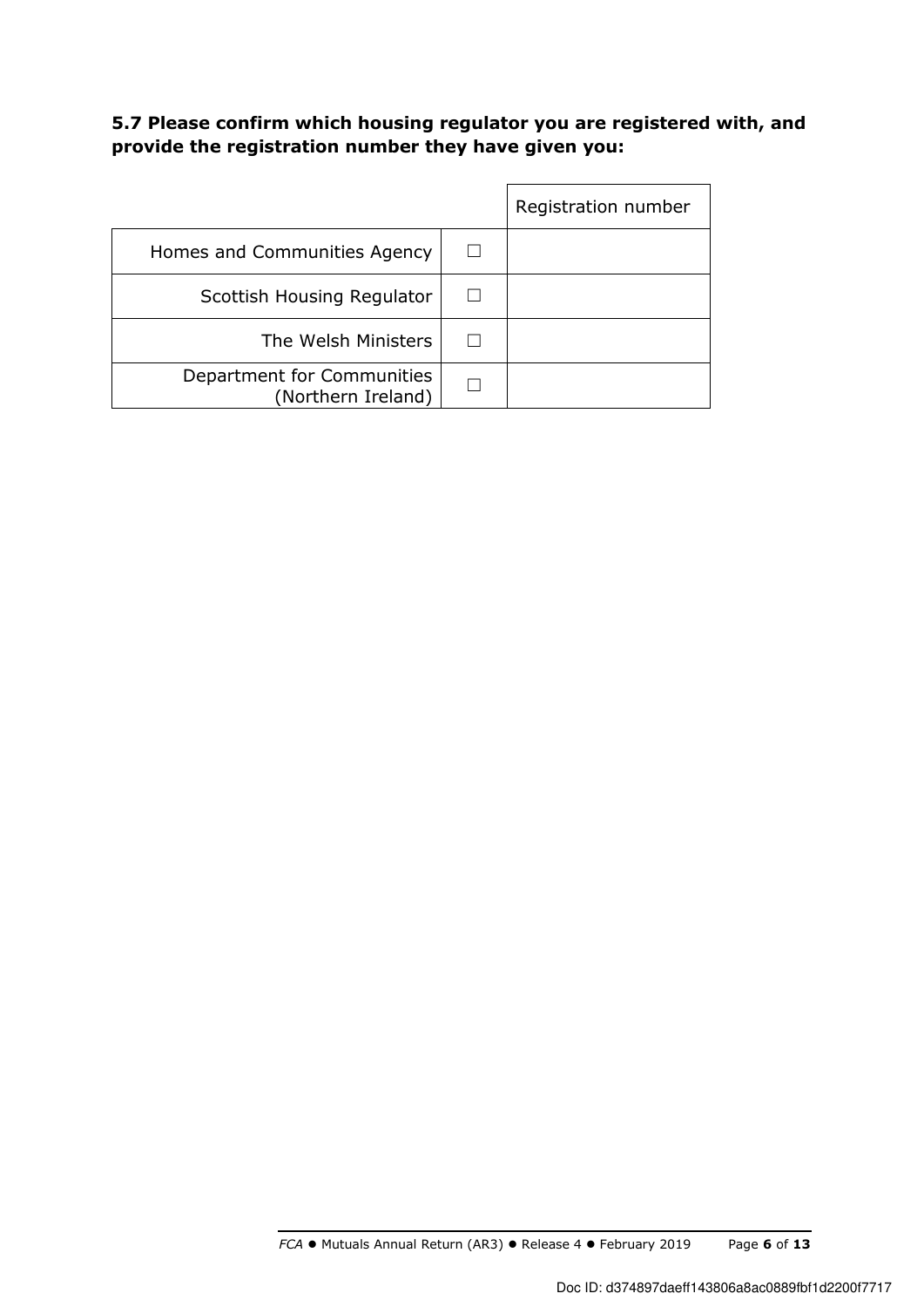**5.7 Please confirm which housing regulator you are registered with, and provide the registration number they have given you:**

| | | Registration number |
|---|---|---|
| Homes and Communities Agency | ☐ | |
| Scottish Housing Regulator | ☐ | |
| The Welsh Ministers | ☐ | |
| Department for Communities (Northern Ireland) | ☐ | |

Doc ID: d374897daeff143806a8ac0889fbf1d2200f7717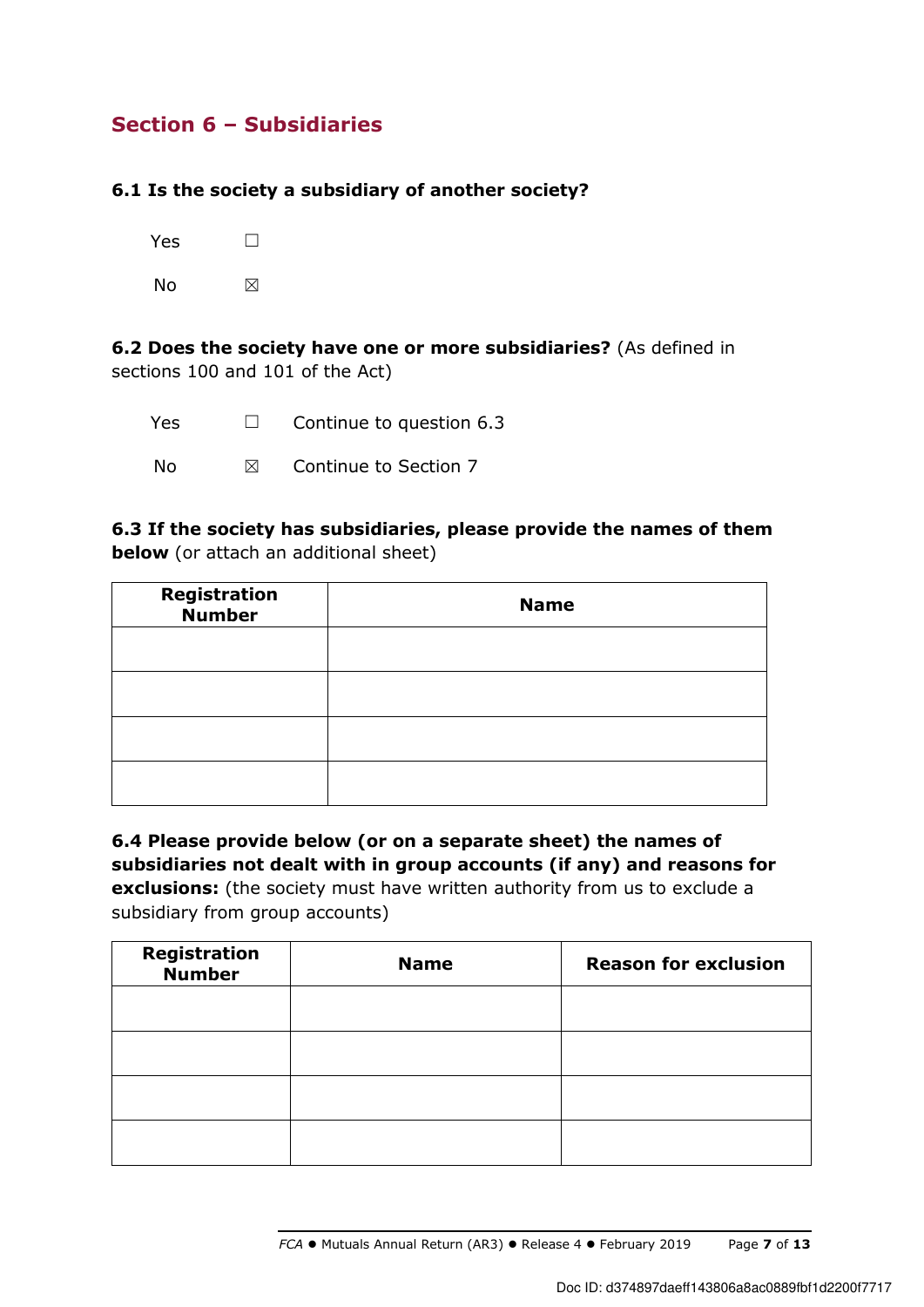## Section 6 – Subsidiaries

**6.1 Is the society a subsidiary of another society?**

Yes ☐

No ☒

**6.2 Does the society have one or more subsidiaries?** (As defined in sections 100 and 101 of the Act)

Yes ☐ Continue to question 6.3

No ☒ Continue to Section 7

**6.3 If the society has subsidiaries, please provide the names of them below** (or attach an additional sheet)

| Registration Number | Name |
|---|---|
| | |
| | |
| | |
| | |

**6.4 Please provide below (or on a separate sheet) the names of subsidiaries not dealt with in group accounts (if any) and reasons for exclusions:** (the society must have written authority from us to exclude a subsidiary from group accounts)

| Registration Number | Name | Reason for exclusion |
|---|---|---|
| | | |
| | | |
| | | |
| | | |

Doc ID: d374897daeff143806a8ac0889fbf1d2200f7717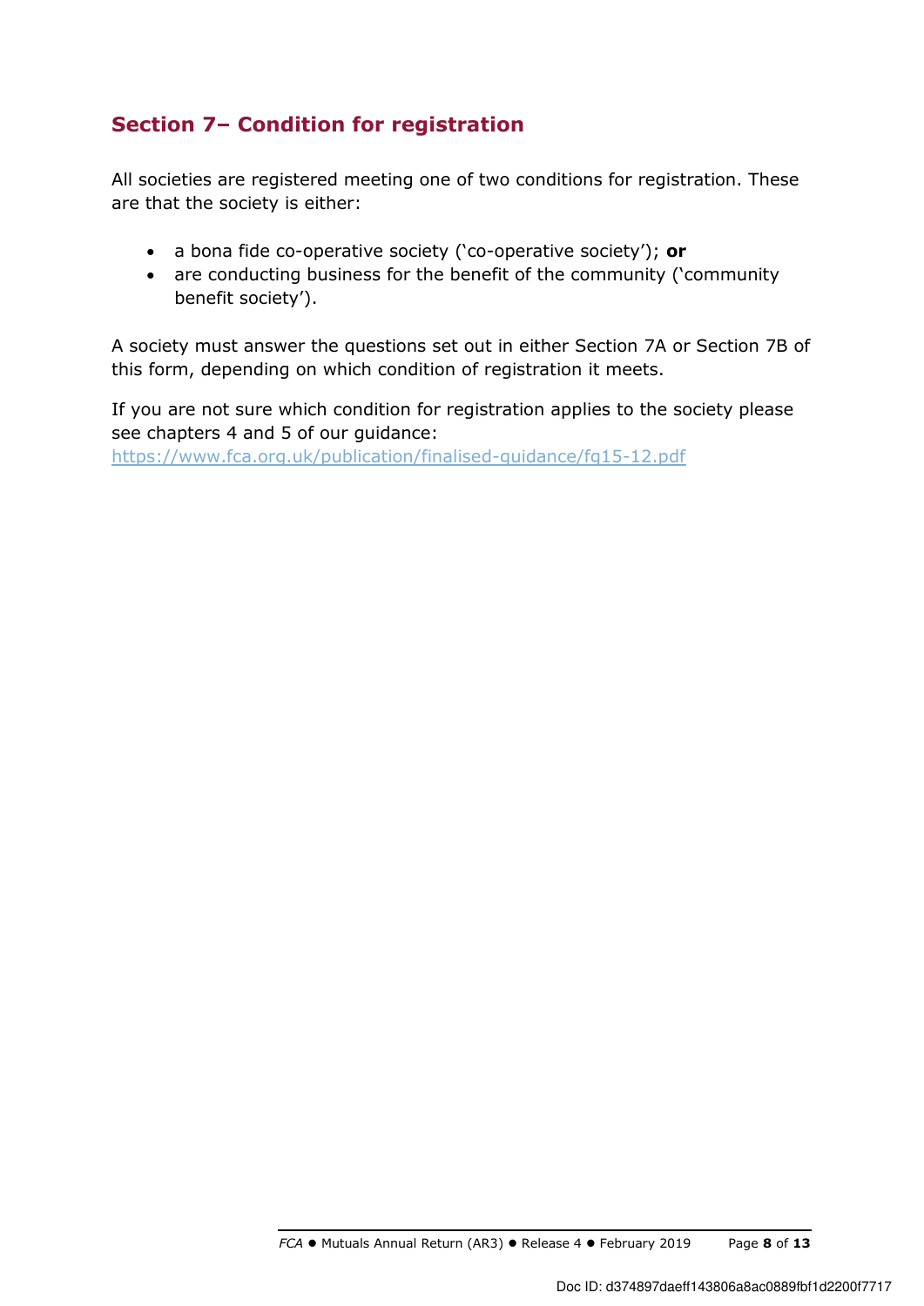## Section 7– Condition for registration

All societies are registered meeting one of two conditions for registration. These are that the society is either:

- a bona fide co-operative society ('co-operative society'); **or**
- are conducting business for the benefit of the community ('community benefit society').

A society must answer the questions set out in either Section 7A or Section 7B of this form, depending on which condition of registration it meets.

If you are not sure which condition for registration applies to the society please see chapters 4 and 5 of our guidance:
https://www.fca.org.uk/publication/finalised-guidance/fg15-12.pdf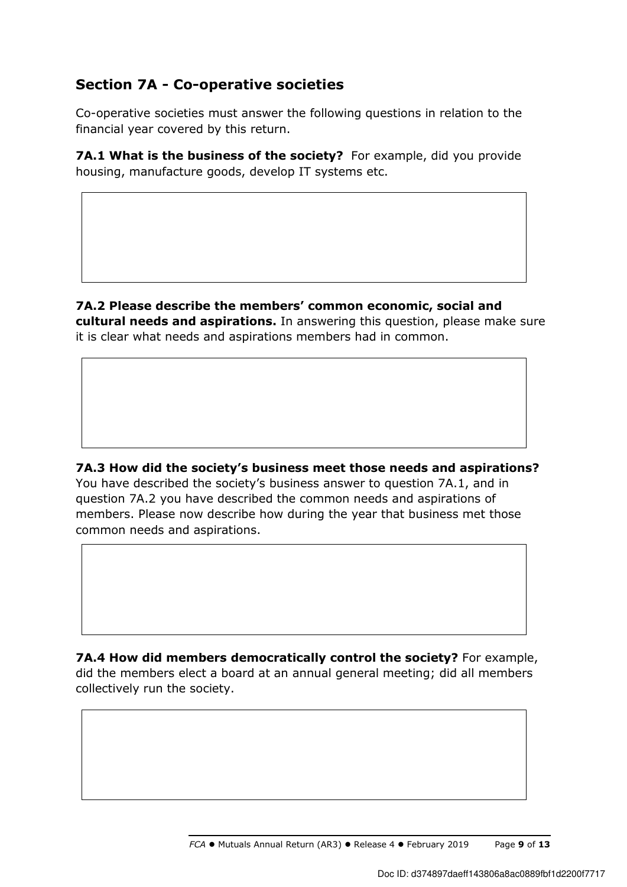## Section 7A - Co-operative societies

Co-operative societies must answer the following questions in relation to the financial year covered by this return.

**7A.1 What is the business of the society?** For example, did you provide housing, manufacture goods, develop IT systems etc.

**7A.2 Please describe the members' common economic, social and cultural needs and aspirations.** In answering this question, please make sure it is clear what needs and aspirations members had in common.

**7A.3 How did the society's business meet those needs and aspirations?** You have described the society's business answer to question 7A.1, and in question 7A.2 you have described the common needs and aspirations of members. Please now describe how during the year that business met those common needs and aspirations.

**7A.4 How did members democratically control the society?** For example, did the members elect a board at an annual general meeting; did all members collectively run the society.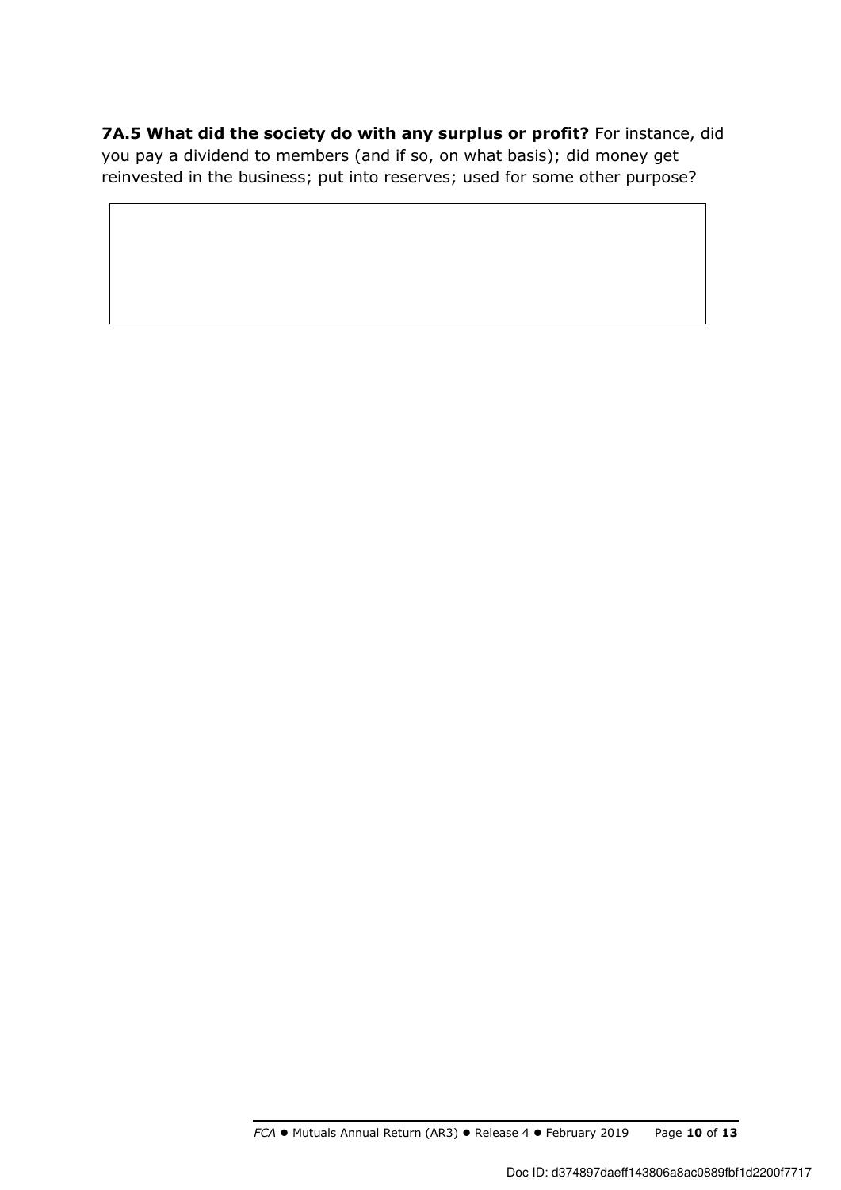**7A.5 What did the society do with any surplus or profit?** For instance, did you pay a dividend to members (and if so, on what basis); did money get reinvested in the business; put into reserves; used for some other purpose?

| |
|---|
| |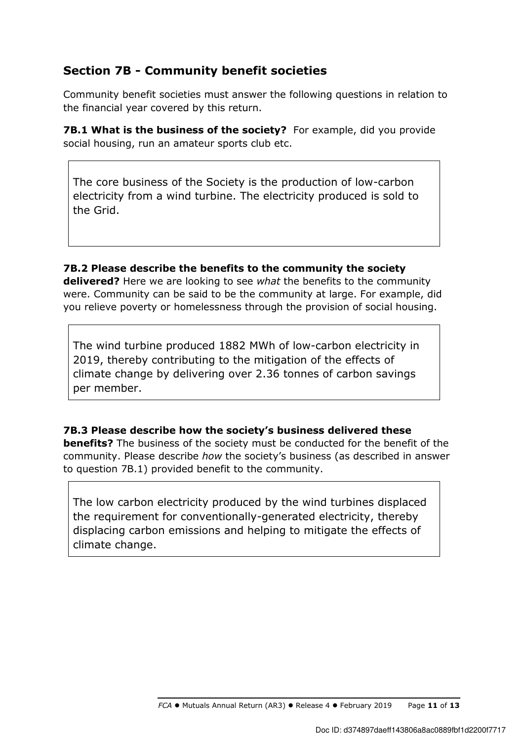## Section 7B - Community benefit societies

Community benefit societies must answer the following questions in relation to the financial year covered by this return.

**7B.1 What is the business of the society?** For example, did you provide social housing, run an amateur sports club etc.

> The core business of the Society is the production of low-carbon electricity from a wind turbine. The electricity produced is sold to the Grid.

**7B.2 Please describe the benefits to the community the society delivered?** Here we are looking to see *what* the benefits to the community were. Community can be said to be the community at large. For example, did you relieve poverty or homelessness through the provision of social housing.

> The wind turbine produced 1882 MWh of low-carbon electricity in 2019, thereby contributing to the mitigation of the effects of climate change by delivering over 2.36 tonnes of carbon savings per member.

**7B.3 Please describe how the society's business delivered these benefits?** The business of the society must be conducted for the benefit of the community. Please describe *how* the society's business (as described in answer to question 7B.1) provided benefit to the community.

> The low carbon electricity produced by the wind turbines displaced the requirement for conventionally-generated electricity, thereby displacing carbon emissions and helping to mitigate the effects of climate change.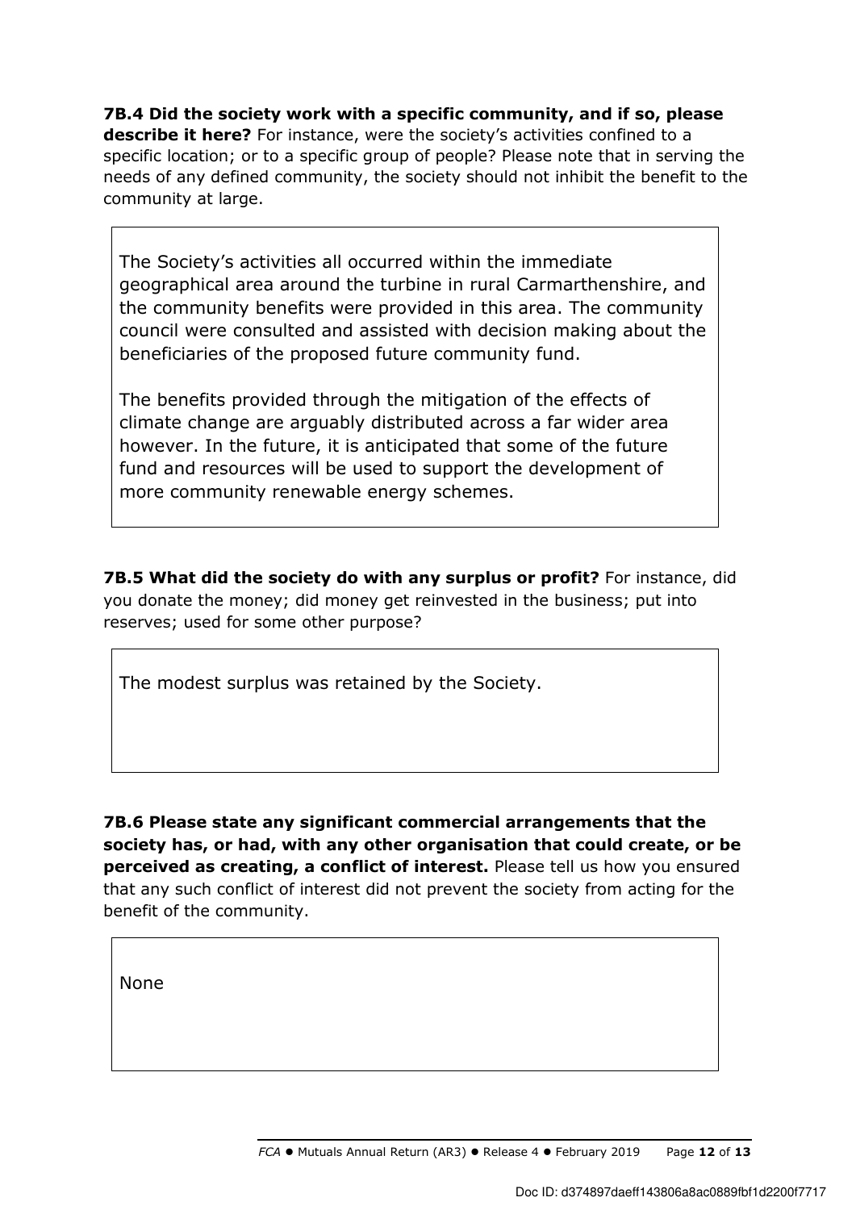**7B.4 Did the society work with a specific community, and if so, please describe it here?** For instance, were the society's activities confined to a specific location; or to a specific group of people? Please note that in serving the needs of any defined community, the society should not inhibit the benefit to the community at large.

> The Society's activities all occurred within the immediate geographical area around the turbine in rural Carmarthenshire, and the community benefits were provided in this area. The community council were consulted and assisted with decision making about the beneficiaries of the proposed future community fund.
>
> The benefits provided through the mitigation of the effects of climate change are arguably distributed across a far wider area however. In the future, it is anticipated that some of the future fund and resources will be used to support the development of more community renewable energy schemes.

**7B.5 What did the society do with any surplus or profit?** For instance, did you donate the money; did money get reinvested in the business; put into reserves; used for some other purpose?

> The modest surplus was retained by the Society.

**7B.6 Please state any significant commercial arrangements that the society has, or had, with any other organisation that could create, or be perceived as creating, a conflict of interest.** Please tell us how you ensured that any such conflict of interest did not prevent the society from acting for the benefit of the community.

> None

Doc ID: d374897daeff143806a8ac0889fbf1d2200f7717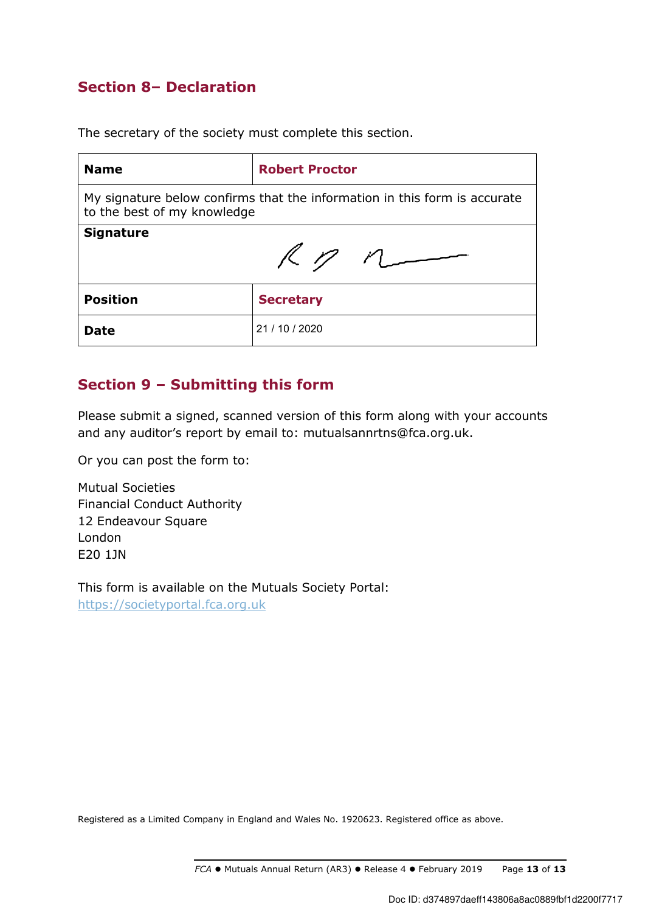## Section 8– Declaration

The secretary of the society must complete this section.

| Name | Robert Proctor |
| --- | --- |
| My signature below confirms that the information in this form is accurate to the best of my knowledge | |
| **Signature** | |
| **Position** | Secretary |
| **Date** | 21 / 10 / 2020 |

## Section 9 – Submitting this form

Please submit a signed, scanned version of this form along with your accounts and any auditor's report by email to: mutualsannrtns@fca.org.uk.

Or you can post the form to:

Mutual Societies
Financial Conduct Authority
12 Endeavour Square
London
E20 1JN

This form is available on the Mutuals Society Portal:
https://societyportal.fca.org.uk

Registered as a Limited Company in England and Wales No. 1920623. Registered office as above.

Doc ID: d374897daeff143806a8ac0889fbf1d2200f7717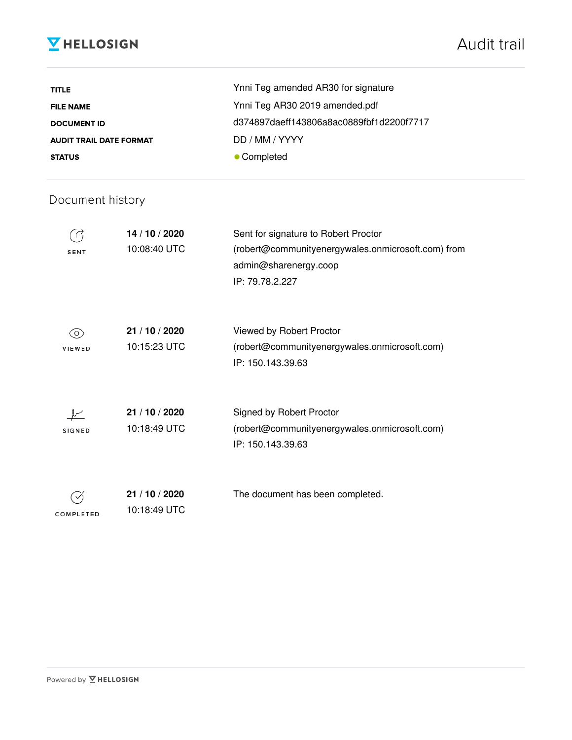# HELLOSIGN — Audit trail

| | |
|---|---|
| **TITLE** | Ynni Teg amended AR30 for signature |
| **FILE NAME** | Ynni Teg AR30 2019 amended.pdf |
| **DOCUMENT ID** | d374897daeff143806a8ac0889fbf1d2200f7717 |
| **AUDIT TRAIL DATE FORMAT** | DD / MM / YYYY |
| **STATUS** | ● Completed |

## Document history

| | | |
|---|---|---|
| SENT | **14** / **10** / **2020** 10:08:40 UTC | Sent for signature to Robert Proctor (robert@communityenergywales.onmicrosoft.com) from admin@sharenergy.coop IP: 79.78.2.227 |
| VIEWED | **21** / **10** / **2020** 10:15:23 UTC | Viewed by Robert Proctor (robert@communityenergywales.onmicrosoft.com) IP: 150.143.39.63 |
| SIGNED | **21** / **10** / **2020** 10:18:49 UTC | Signed by Robert Proctor (robert@communityenergywales.onmicrosoft.com) IP: 150.143.39.63 |
| COMPLETED | **21** / **10** / **2020** 10:18:49 UTC | The document has been completed. |

Powered by HELLOSIGN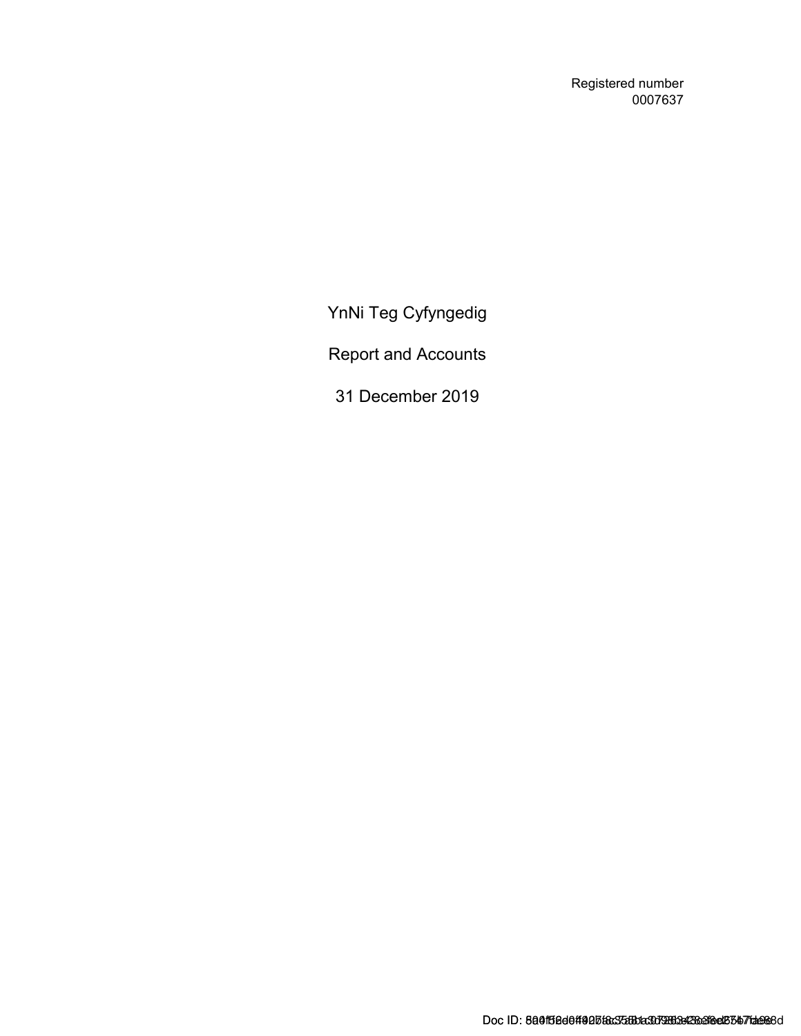Registered number
0007637

# YnNi Teg Cyfyngedig

## Report and Accounts

## 31 December 2019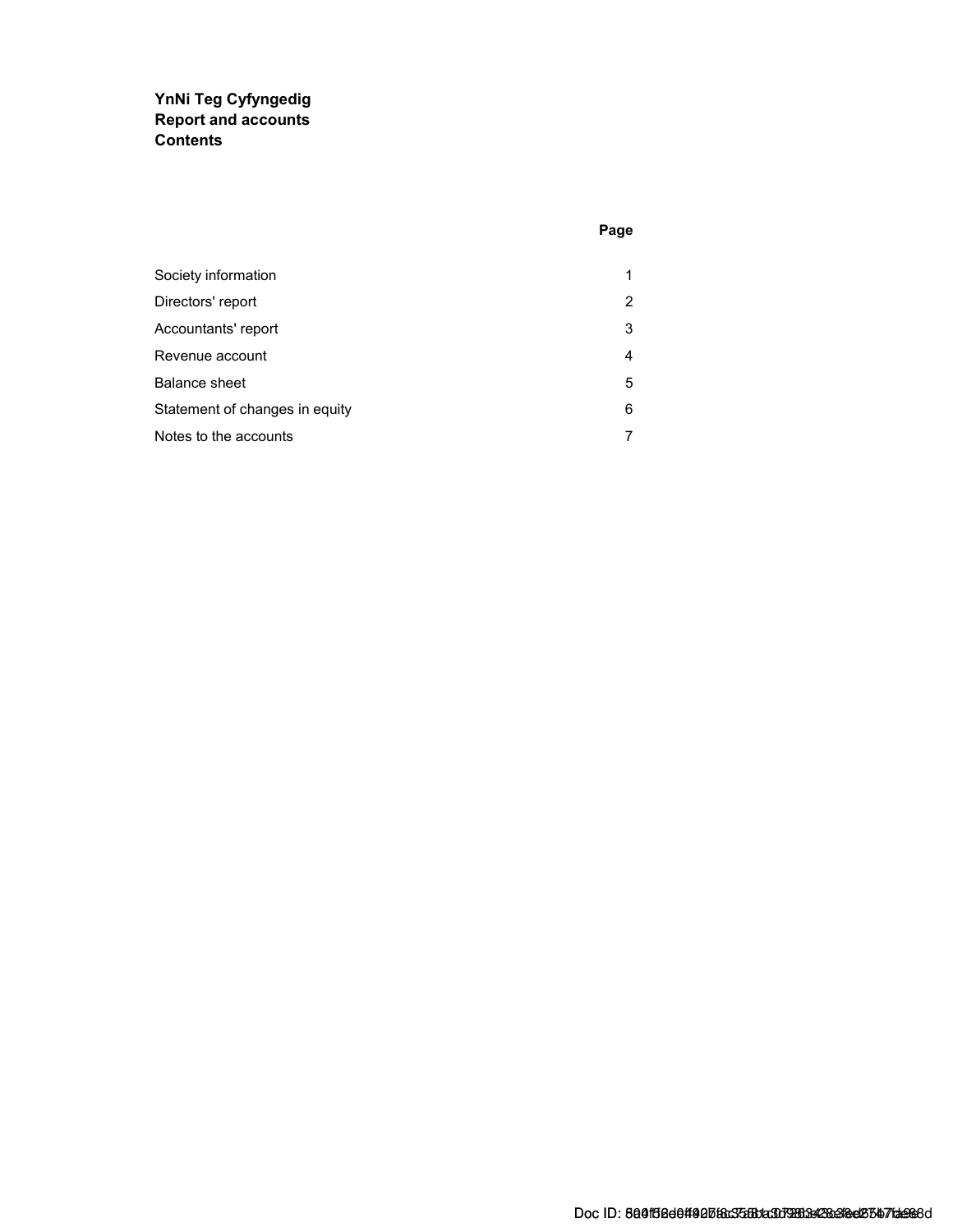**YnNi Teg Cyfyngedig**
**Report and accounts**
**Contents**

| | Page |
|---|---|
| Society information | 1 |
| Directors' report | 2 |
| Accountants' report | 3 |
| Revenue account | 4 |
| Balance sheet | 5 |
| Statement of changes in equity | 6 |
| Notes to the accounts | 7 |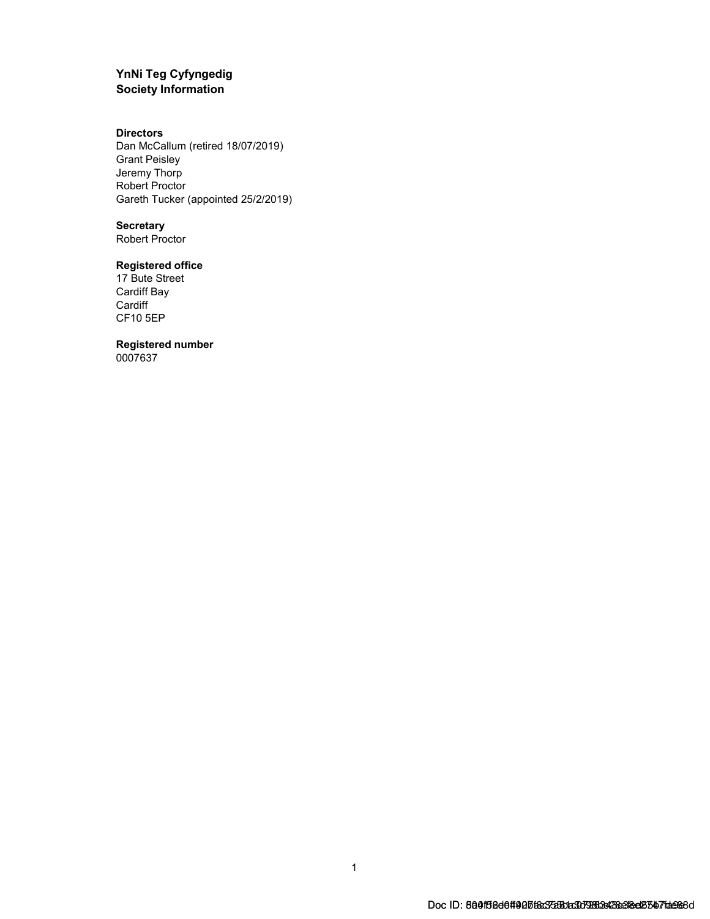# YnNi Teg Cyfyngedig
## Society Information

**Directors**
Dan McCallum (retired 18/07/2019)
Grant Peisley
Jeremy Thorp
Robert Proctor
Gareth Tucker (appointed 25/2/2019)

**Secretary**
Robert Proctor

**Registered office**
17 Bute Street
Cardiff Bay
Cardiff
CF10 5EP

**Registered number**
0007637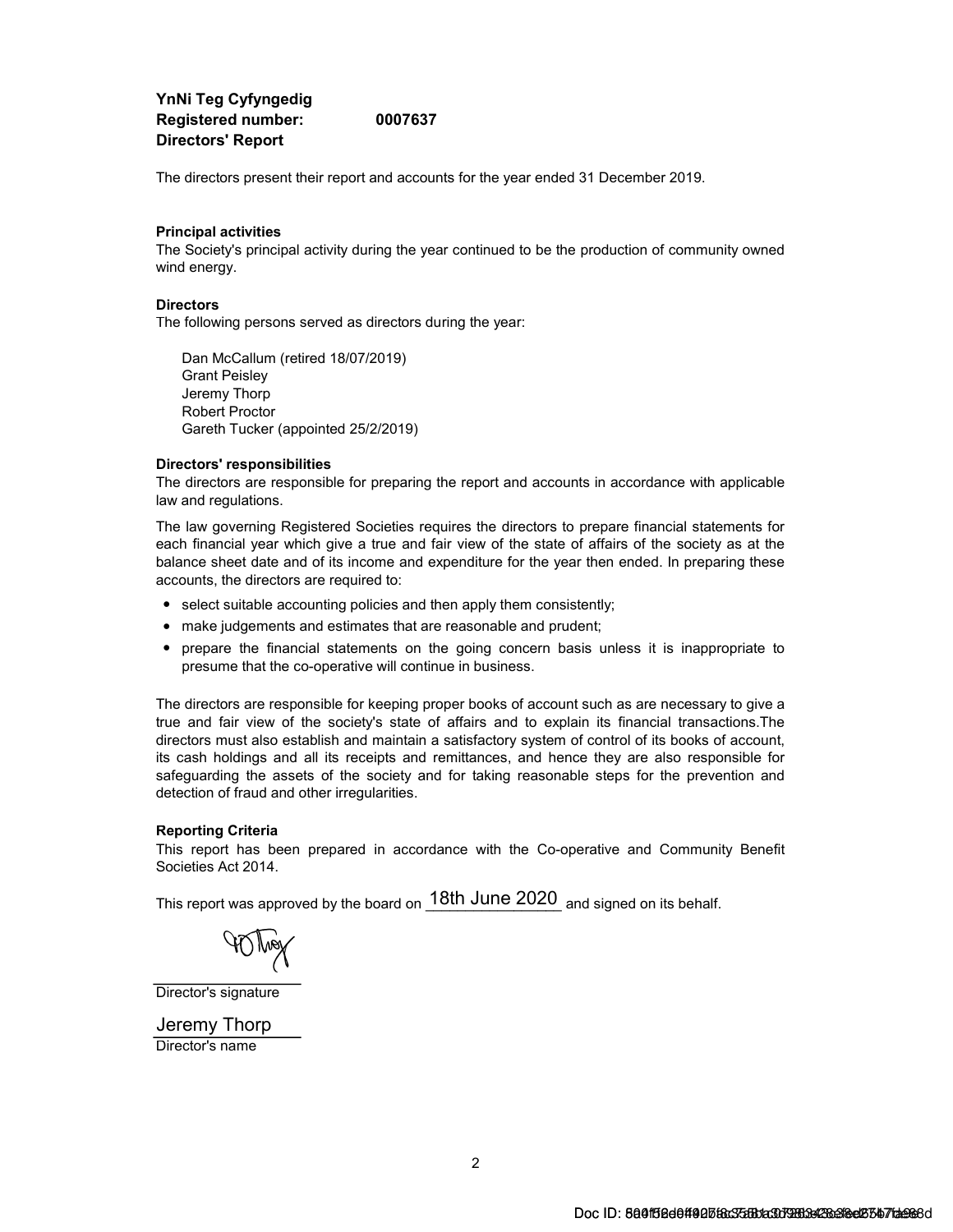**YnNi Teg Cyfyngedig**
**Registered number: 0007637**
**Directors' Report**

The directors present their report and accounts for the year ended 31 December 2019.

**Principal activities**

The Society's principal activity during the year continued to be the production of community owned wind energy.

**Directors**

The following persons served as directors during the year:

Dan McCallum (retired 18/07/2019)
Grant Peisley
Jeremy Thorp
Robert Proctor
Gareth Tucker (appointed 25/2/2019)

**Directors' responsibilities**

The directors are responsible for preparing the report and accounts in accordance with applicable law and regulations.

The law governing Registered Societies requires the directors to prepare financial statements for each financial year which give a true and fair view of the state of affairs of the society as at the balance sheet date and of its income and expenditure for the year then ended. In preparing these accounts, the directors are required to:

- select suitable accounting policies and then apply them consistently;
- make judgements and estimates that are reasonable and prudent;
- prepare the financial statements on the going concern basis unless it is inappropriate to presume that the co-operative will continue in business.

The directors are responsible for keeping proper books of account such as are necessary to give a true and fair view of the society's state of affairs and to explain its financial transactions.The directors must also establish and maintain a satisfactory system of control of its books of account, its cash holdings and all its receipts and remittances, and hence they are also responsible for safeguarding the assets of the society and for taking reasonable steps for the prevention and detection of fraud and other irregularities.

**Reporting Criteria**

This report has been prepared in accordance with the Co-operative and Community Benefit Societies Act 2014.

This report was approved by the board on 18th June 2020 and signed on its behalf.

Director's signature

Jeremy Thorp
Director's name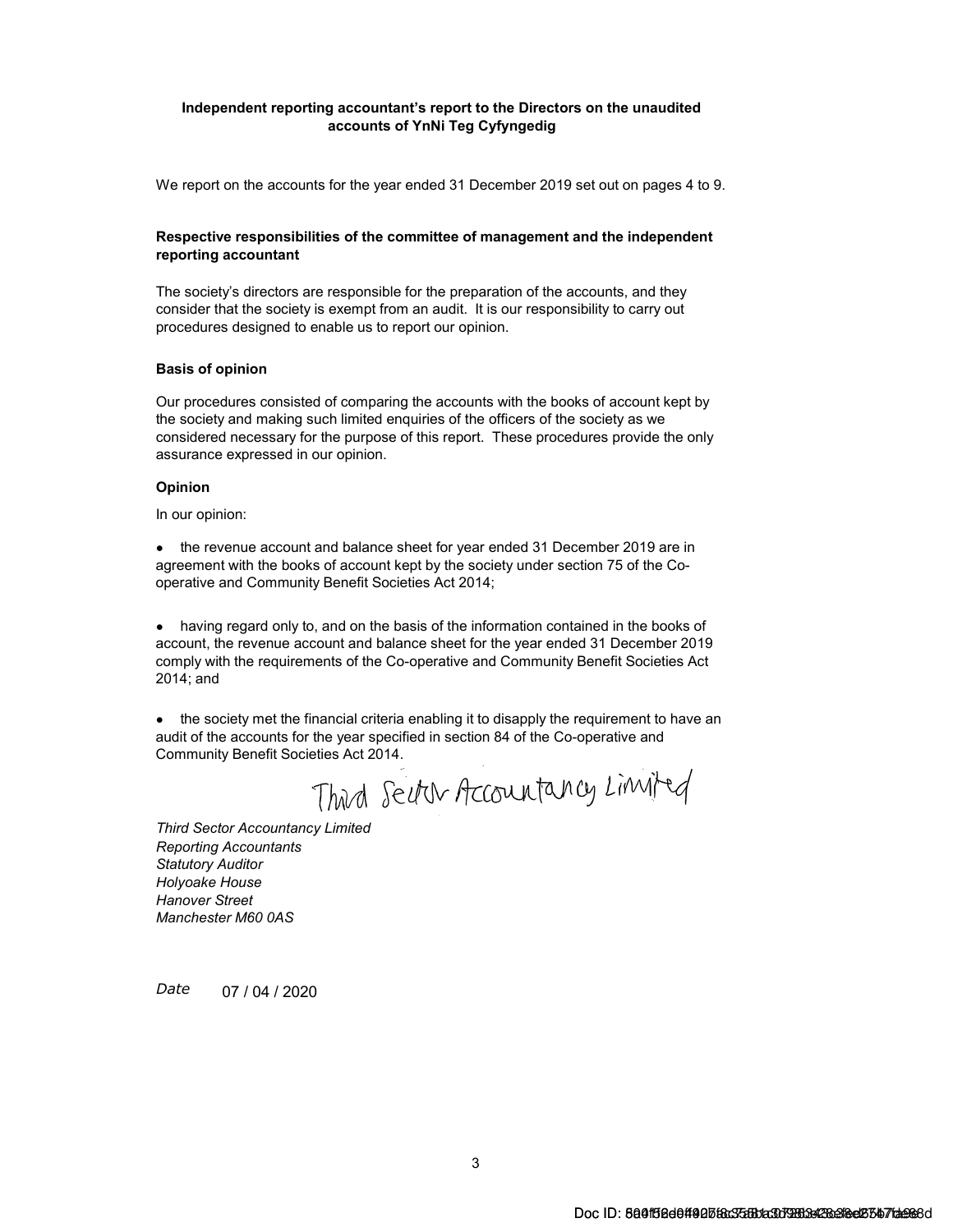**Independent reporting accountant's report to the Directors on the unaudited accounts of YnNi Teg Cyfyngedig**

We report on the accounts for the year ended 31 December 2019 set out on pages 4 to 9.

**Respective responsibilities of the committee of management and the independent reporting accountant**

The society's directors are responsible for the preparation of the accounts, and they consider that the society is exempt from an audit. It is our responsibility to carry out procedures designed to enable us to report our opinion.

**Basis of opinion**

Our procedures consisted of comparing the accounts with the books of account kept by the society and making such limited enquiries of the officers of the society as we considered necessary for the purpose of this report. These procedures provide the only assurance expressed in our opinion.

**Opinion**

In our opinion:

- the revenue account and balance sheet for year ended 31 December 2019 are in agreement with the books of account kept by the society under section 75 of the Co-operative and Community Benefit Societies Act 2014;

- having regard only to, and on the basis of the information contained in the books of account, the revenue account and balance sheet for the year ended 31 December 2019 comply with the requirements of the Co-operative and Community Benefit Societies Act 2014; and

- the society met the financial criteria enabling it to disapply the requirement to have an audit of the accounts for the year specified in section 84 of the Co-operative and Community Benefit Societies Act 2014.

Third Sector Accountancy Limited

*Third Sector Accountancy Limited*
*Reporting Accountants*
*Statutory Auditor*
*Holyoake House*
*Hanover Street*
*Manchester M60 0AS*

*Date* 07 / 04 / 2020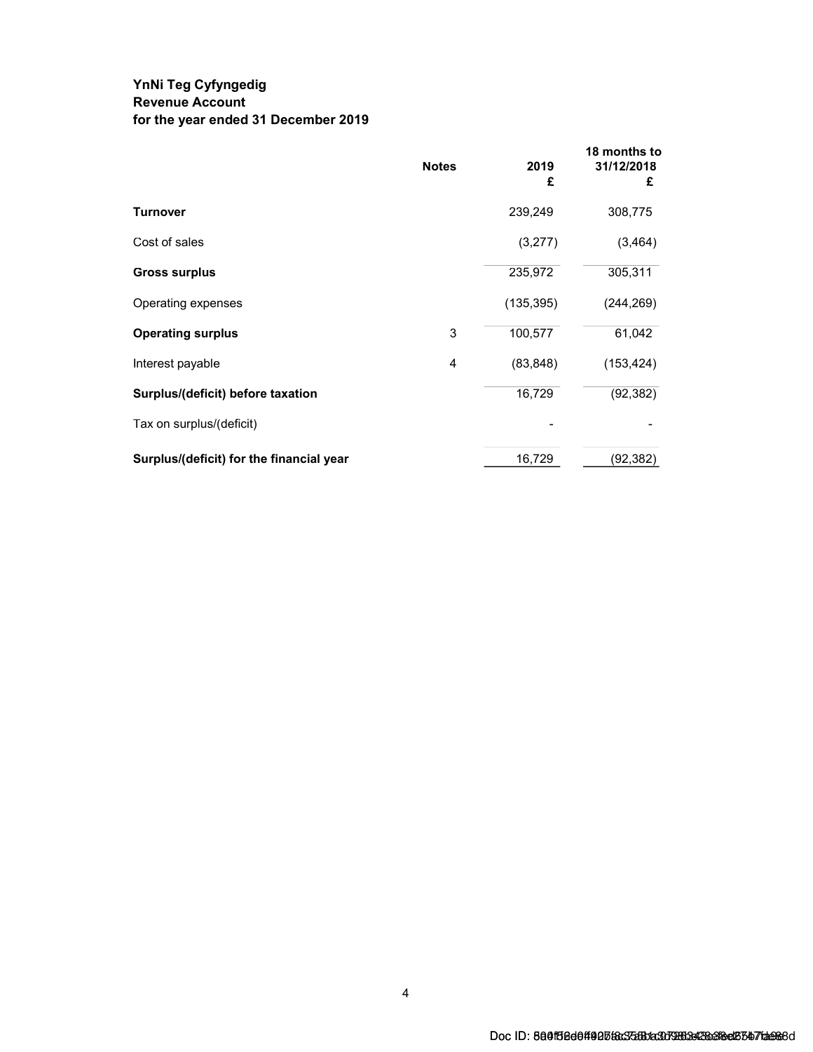**YnNi Teg Cyfyngedig**
**Revenue Account**
**for the year ended 31 December 2019**

| | Notes | 2019 £ | 18 months to 31/12/2018 £ |
|---|---|---|---|
| **Turnover** | | 239,249 | 308,775 |
| Cost of sales | | (3,277) | (3,464) |
| **Gross surplus** | | 235,972 | 305,311 |
| Operating expenses | | (135,395) | (244,269) |
| **Operating surplus** | 3 | 100,577 | 61,042 |
| Interest payable | 4 | (83,848) | (153,424) |
| **Surplus/(deficit) before taxation** | | 16,729 | (92,382) |
| Tax on surplus/(deficit) | | - | - |
| **Surplus/(deficit) for the financial year** | | 16,729 | (92,382) |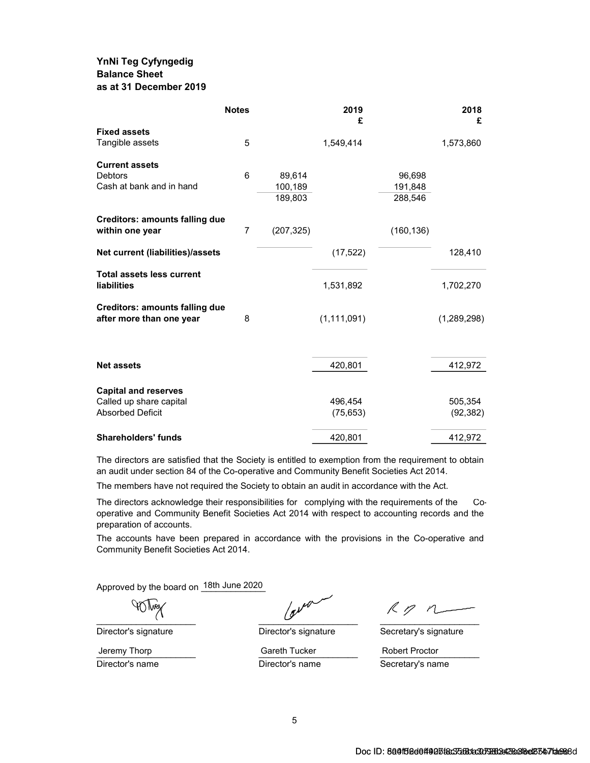**YnNi Teg Cyfyngedig**
**Balance Sheet**
**as at 31 December 2019**

| | Notes | | 2019 £ | | 2018 £ |
|---|---|---|---|---|---|
| **Fixed assets** | | | | | |
| Tangible assets | 5 | | 1,549,414 | | 1,573,860 |
| **Current assets** | | | | | |
| Debtors | 6 | 89,614 | | 96,698 | |
| Cash at bank and in hand | | 100,189 | | 191,848 | |
| | | 189,803 | | 288,546 | |
| **Creditors: amounts falling due within one year** | 7 | (207,325) | | (160,136) | |
| **Net current (liabilities)/assets** | | | (17,522) | | 128,410 |
| **Total assets less current liabilities** | | | 1,531,892 | | 1,702,270 |
| **Creditors: amounts falling due after more than one year** | 8 | | (1,111,091) | | (1,289,298) |
| **Net assets** | | | 420,801 | | 412,972 |
| **Capital and reserves** | | | | | |
| Called up share capital | | | 496,454 | | 505,354 |
| Absorbed Deficit | | | (75,653) | | (92,382) |
| **Shareholders' funds** | | | 420,801 | | 412,972 |

The directors are satisfied that the Society is entitled to exemption from the requirement to obtain an audit under section 84 of the Co-operative and Community Benefit Societies Act 2014.

The members have not required the Society to obtain an audit in accordance with the Act.

The directors acknowledge their responsibilities for complying with the requirements of the Co-operative and Community Benefit Societies Act 2014 with respect to accounting records and the preparation of accounts.

The accounts have been prepared in accordance with the provisions in the Co-operative and Community Benefit Societies Act 2014.

Approved by the board on 18th June 2020

| Director's signature | Director's signature | Secretary's signature |
|---|---|---|
| Jeremy Thorp | Gareth Tucker | Robert Proctor |
| Director's name | Director's name | Secretary's name |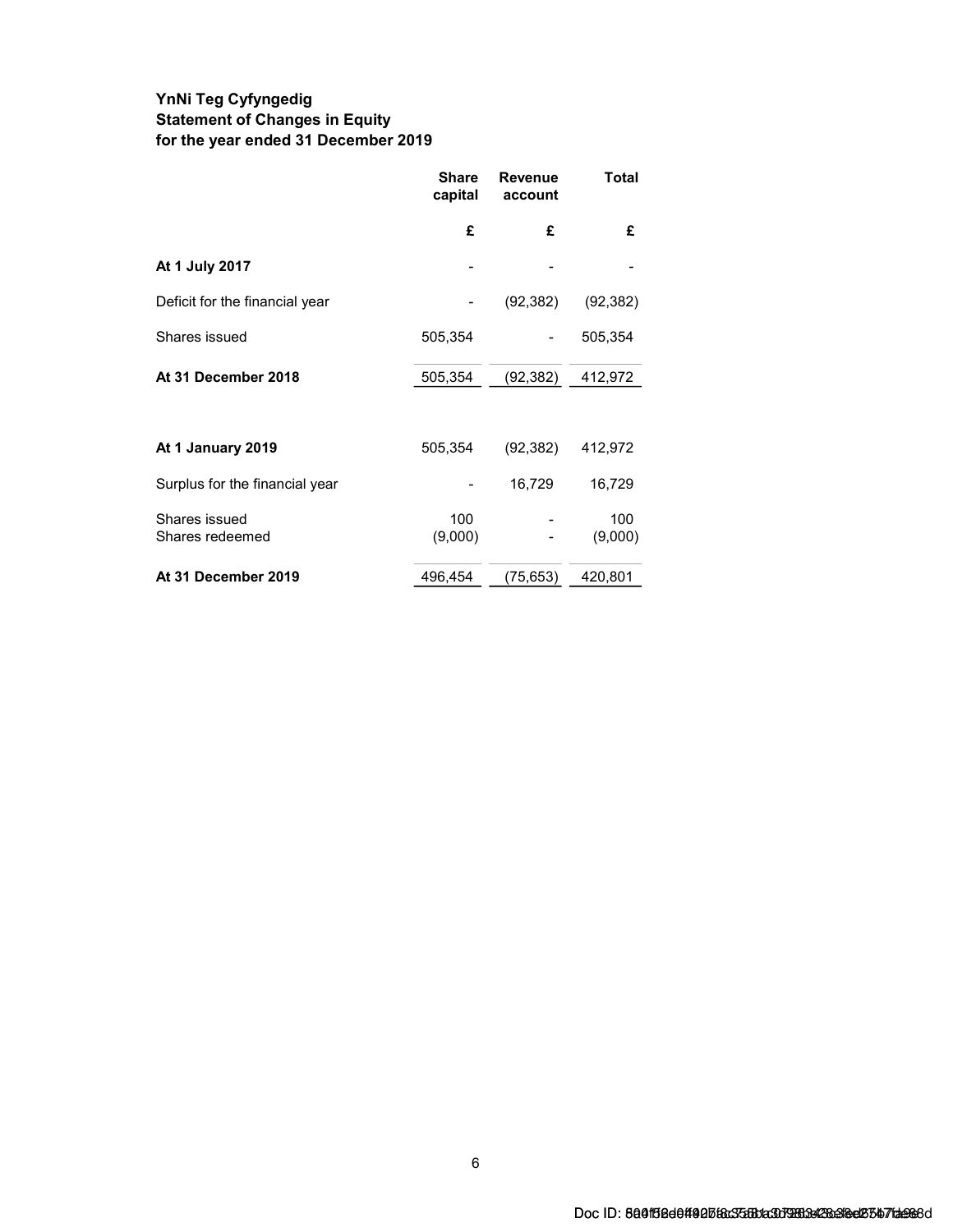**YnNi Teg Cyfyngedig**
**Statement of Changes in Equity**
**for the year ended 31 December 2019**

| | Share capital | Revenue account | Total |
|---|---|---|---|
| | £ | £ | £ |
| **At 1 July 2017** | - | - | - |
| Deficit for the financial year | - | (92,382) | (92,382) |
| Shares issued | 505,354 | - | 505,354 |
| **At 31 December 2018** | 505,354 | (92,382) | 412,972 |
| | | | |
| **At 1 January 2019** | 505,354 | (92,382) | 412,972 |
| Surplus for the financial year | - | 16,729 | 16,729 |
| Shares issued | 100 | - | 100 |
| Shares redeemed | (9,000) | - | (9,000) |
| **At 31 December 2019** | 496,454 | (75,653) | 420,801 |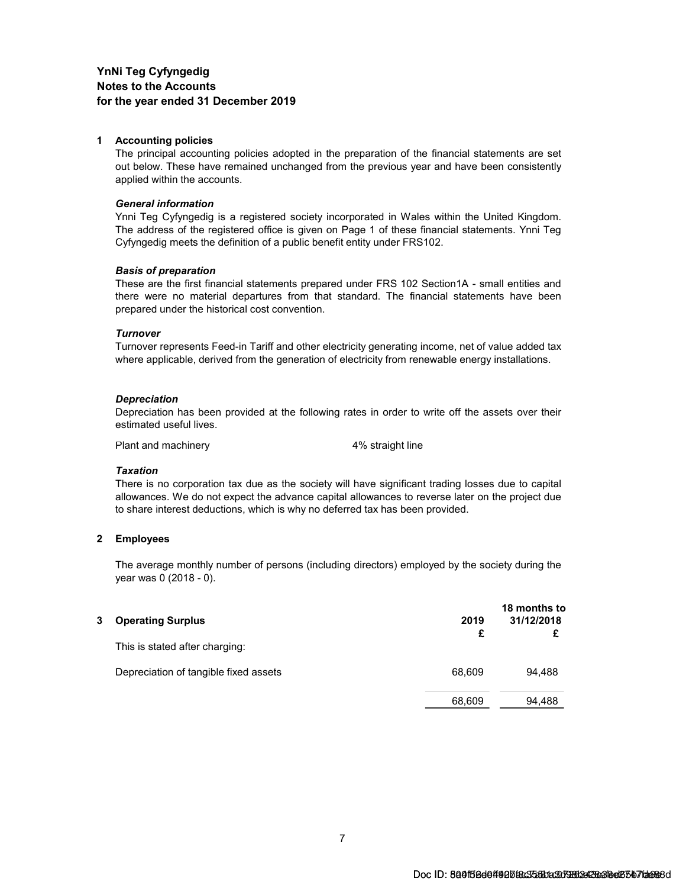**YnNi Teg Cyfyngedig**
**Notes to the Accounts**
**for the year ended 31 December 2019**

## 1 Accounting policies

The principal accounting policies adopted in the preparation of the financial statements are set out below. These have remained unchanged from the previous year and have been consistently applied within the accounts.

***General information***

Ynni Teg Cyfyngedig is a registered society incorporated in Wales within the United Kingdom. The address of the registered office is given on Page 1 of these financial statements. Ynni Teg Cyfyngedig meets the definition of a public benefit entity under FRS102.

***Basis of preparation***

These are the first financial statements prepared under FRS 102 Section1A - small entities and there were no material departures from that standard. The financial statements have been prepared under the historical cost convention.

***Turnover***

Turnover represents Feed-in Tariff and other electricity generating income, net of value added tax where applicable, derived from the generation of electricity from renewable energy installations.

***Depreciation***

Depreciation has been provided at the following rates in order to write off the assets over their estimated useful lives.

| | |
|---|---|
| Plant and machinery | 4% straight line |

***Taxation***

There is no corporation tax due as the society will have significant trading losses due to capital allowances. We do not expect the advance capital allowances to reverse later on the project due to share interest deductions, which is why no deferred tax has been provided.

## 2 Employees

The average monthly number of persons (including directors) employed by the society during the year was 0 (2018 - 0).

## 3 Operating Surplus

| | 2019 £ | 18 months to 31/12/2018 £ |
|---|---|---|
| This is stated after charging: | | |
| Depreciation of tangible fixed assets | 68,609 | 94,488 |
| | 68,609 | 94,488 |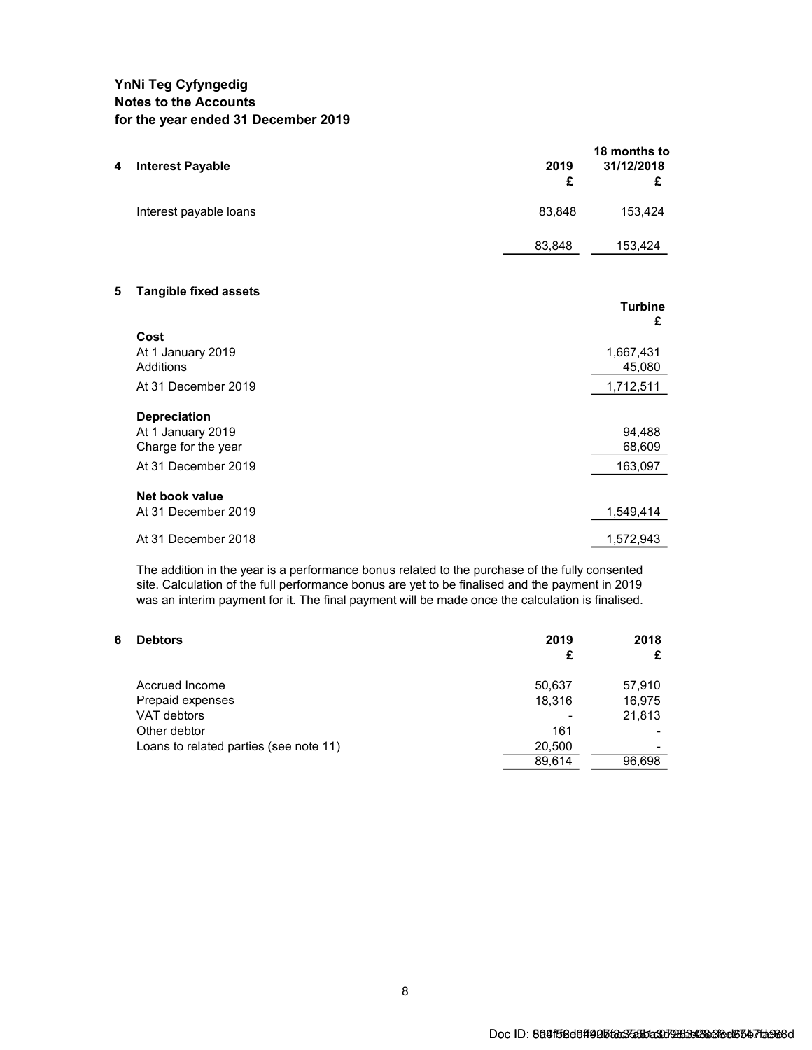**YnNi Teg Cyfyngedig**
**Notes to the Accounts**
**for the year ended 31 December 2019**

## 4 Interest Payable

| | 2019 £ | 18 months to 31/12/2018 £ |
|---|---|---|
| Interest payable loans | 83,848 | 153,424 |
| | 83,848 | 153,424 |

## 5 Tangible fixed assets

| | Turbine £ |
|---|---|
| **Cost** | |
| At 1 January 2019 | 1,667,431 |
| Additions | 45,080 |
| At 31 December 2019 | 1,712,511 |
| **Depreciation** | |
| At 1 January 2019 | 94,488 |
| Charge for the year | 68,609 |
| At 31 December 2019 | 163,097 |
| **Net book value** | |
| At 31 December 2019 | 1,549,414 |
| At 31 December 2018 | 1,572,943 |

The addition in the year is a performance bonus related to the purchase of the fully consented site. Calculation of the full performance bonus are yet to be finalised and the payment in 2019 was an interim payment for it. The final payment will be made once the calculation is finalised.

## 6 Debtors

| | 2019 £ | 2018 £ |
|---|---|---|
| Accrued Income | 50,637 | 57,910 |
| Prepaid expenses | 18,316 | 16,975 |
| VAT debtors | - | 21,813 |
| Other debtor | 161 | - |
| Loans to related parties (see note 11) | 20,500 | - |
| | 89,614 | 96,698 |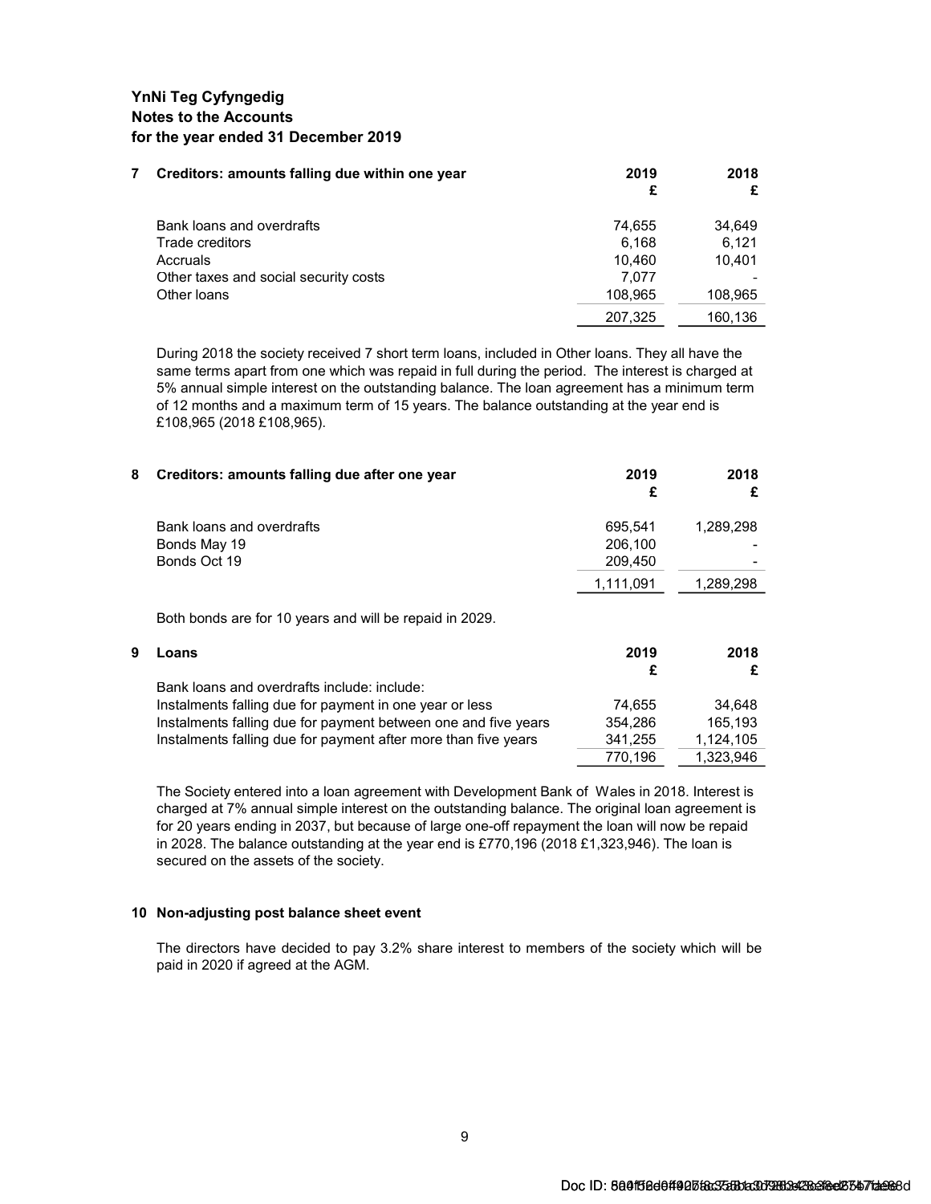**YnNi Teg Cyfyngedig**
**Notes to the Accounts**
**for the year ended 31 December 2019**

| **7 Creditors: amounts falling due within one year** | **2019 £** | **2018 £** |
|---|---|---|
| Bank loans and overdrafts | 74,655 | 34,649 |
| Trade creditors | 6,168 | 6,121 |
| Accruals | 10,460 | 10,401 |
| Other taxes and social security costs | 7,077 | - |
| Other loans | 108,965 | 108,965 |
| | 207,325 | 160,136 |

During 2018 the society received 7 short term loans, included in Other loans. They all have the same terms apart from one which was repaid in full during the period. The interest is charged at 5% annual simple interest on the outstanding balance. The loan agreement has a minimum term of 12 months and a maximum term of 15 years. The balance outstanding at the year end is £108,965 (2018 £108,965).

| **8 Creditors: amounts falling due after one year** | **2019 £** | **2018 £** |
|---|---|---|
| Bank loans and overdrafts | 695,541 | 1,289,298 |
| Bonds May 19 | 206,100 | - |
| Bonds Oct 19 | 209,450 | - |
| | 1,111,091 | 1,289,298 |

Both bonds are for 10 years and will be repaid in 2029.

| **9 Loans** | **2019 £** | **2018 £** |
|---|---|---|
| Bank loans and overdrafts include: include: | | |
| Instalments falling due for payment in one year or less | 74,655 | 34,648 |
| Instalments falling due for payment between one and five years | 354,286 | 165,193 |
| Instalments falling due for payment after more than five years | 341,255 | 1,124,105 |
| | 770,196 | 1,323,946 |

The Society entered into a loan agreement with Development Bank of Wales in 2018. Interest is charged at 7% annual simple interest on the outstanding balance. The original loan agreement is for 20 years ending in 2037, but because of large one-off repayment the loan will now be repaid in 2028. The balance outstanding at the year end is £770,196 (2018 £1,323,946). The loan is secured on the assets of the society.

**10 Non-adjusting post balance sheet event**

The directors have decided to pay 3.2% share interest to members of the society which will be paid in 2020 if agreed at the AGM.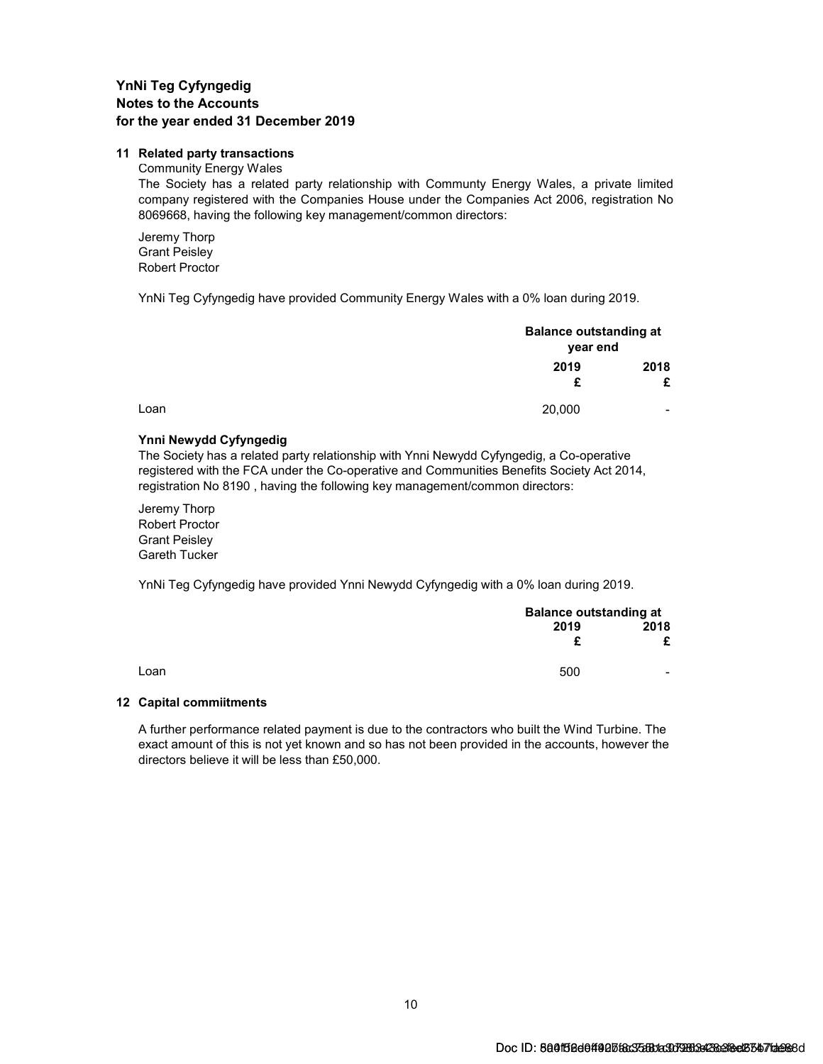**YnNi Teg Cyfyngedig**
**Notes to the Accounts**
**for the year ended 31 December 2019**

**11 Related party transactions**

Community Energy Wales

The Society has a related party relationship with Communty Energy Wales, a private limited company registered with the Companies House under the Companies Act 2006, registration No 8069668, having the following key management/common directors:

Jeremy Thorp
Grant Peisley
Robert Proctor

YnNi Teg Cyfyngedig have provided Community Energy Wales with a 0% loan during 2019.

| | Balance outstanding at year end | |
|---|---|---|
| | **2019** | **2018** |
| | **£** | **£** |
| Loan | 20,000 | - |

**Ynni Newydd Cyfyngedig**

The Society has a related party relationship with Ynni Newydd Cyfyngedig, a Co-operative registered with the FCA under the Co-operative and Communities Benefits Society Act 2014, registration No 8190 , having the following key management/common directors:

Jeremy Thorp
Robert Proctor
Grant Peisley
Gareth Tucker

YnNi Teg Cyfyngedig have provided Ynni Newydd Cyfyngedig with a 0% loan during 2019.

| | Balance outstanding at | |
|---|---|---|
| | **2019** | **2018** |
| | **£** | **£** |
| Loan | 500 | - |

**12 Capital commiitments**

A further performance related payment is due to the contractors who built the Wind Turbine. The exact amount of this is not yet known and so has not been provided in the accounts, however the directors believe it will be less than £50,000.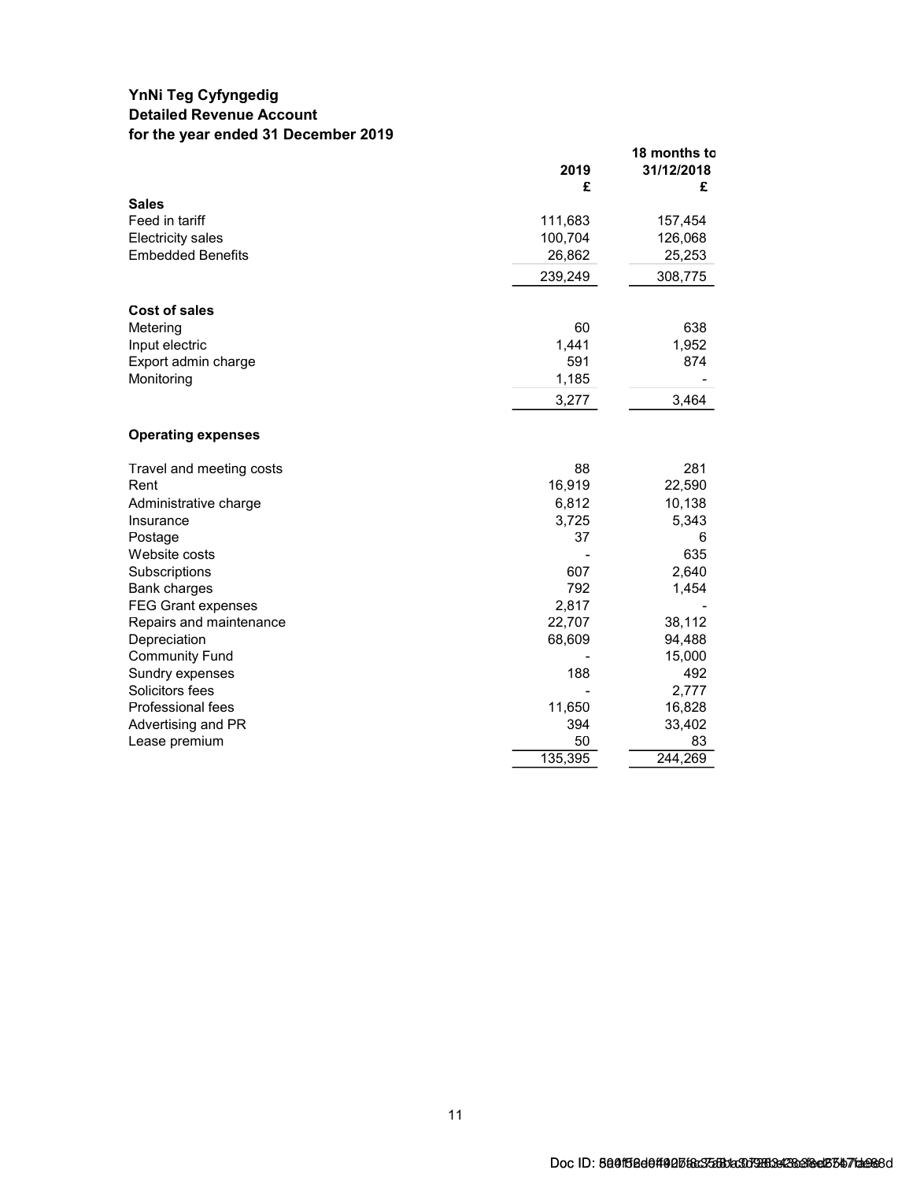**YnNi Teg Cyfyngedig**
**Detailed Revenue Account**
**for the year ended 31 December 2019**

| | 2019<br>£ | 18 months to 31/12/2018<br>£ |
|---|---|---|
| **Sales** | | |
| Feed in tariff | 111,683 | 157,454 |
| Electricity sales | 100,704 | 126,068 |
| Embedded Benefits | 26,862 | 25,253 |
| | 239,249 | 308,775 |
| **Cost of sales** | | |
| Metering | 60 | 638 |
| Input electric | 1,441 | 1,952 |
| Export admin charge | 591 | 874 |
| Monitoring | 1,185 | - |
| | 3,277 | 3,464 |
| **Operating expenses** | | |
| Travel and meeting costs | 88 | 281 |
| Rent | 16,919 | 22,590 |
| Administrative charge | 6,812 | 10,138 |
| Insurance | 3,725 | 5,343 |
| Postage | 37 | 6 |
| Website costs | - | 635 |
| Subscriptions | 607 | 2,640 |
| Bank charges | 792 | 1,454 |
| FEG Grant expenses | 2,817 | - |
| Repairs and maintenance | 22,707 | 38,112 |
| Depreciation | 68,609 | 94,488 |
| Community Fund | - | 15,000 |
| Sundry expenses | 188 | 492 |
| Solicitors fees | - | 2,777 |
| Professional fees | 11,650 | 16,828 |
| Advertising and PR | 394 | 33,402 |
| Lease premium | 50 | 83 |
| | 135,395 | 244,269 |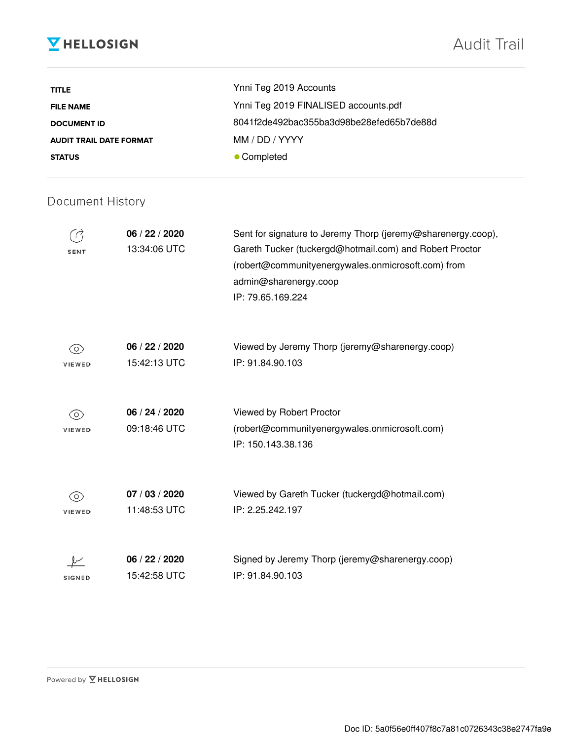HELLOSIGN

# Audit Trail

| | |
|---|---|
| **TITLE** | Ynni Teg 2019 Accounts |
| **FILE NAME** | Ynni Teg 2019 FINALISED accounts.pdf |
| **DOCUMENT ID** | 8041f2de492bac355ba3d98be28efed65b7de88d |
| **AUDIT TRAIL DATE FORMAT** | MM / DD / YYYY |
| **STATUS** | ● Completed |

## Document History

| | | |
|---|---|---|
| SENT | **06** / **22** / **2020** 13:34:06 UTC | Sent for signature to Jeremy Thorp (jeremy@sharenergy.coop), Gareth Tucker (tuckergd@hotmail.com) and Robert Proctor (robert@communityenergywales.onmicrosoft.com) from admin@sharenergy.coop IP: 79.65.169.224 |
| VIEWED | **06** / **22** / **2020** 15:42:13 UTC | Viewed by Jeremy Thorp (jeremy@sharenergy.coop) IP: 91.84.90.103 |
| VIEWED | **06** / **24** / **2020** 09:18:46 UTC | Viewed by Robert Proctor (robert@communityenergywales.onmicrosoft.com) IP: 150.143.38.136 |
| VIEWED | **07** / **03** / **2020** 11:48:53 UTC | Viewed by Gareth Tucker (tuckergd@hotmail.com) IP: 2.25.242.197 |
| SIGNED | **06** / **22** / **2020** 15:42:58 UTC | Signed by Jeremy Thorp (jeremy@sharenergy.coop) IP: 91.84.90.103 |

Powered by HELLOSIGN

Doc ID: 5a0f56e0ff407f8c7a81c0726343c38e2747fa9e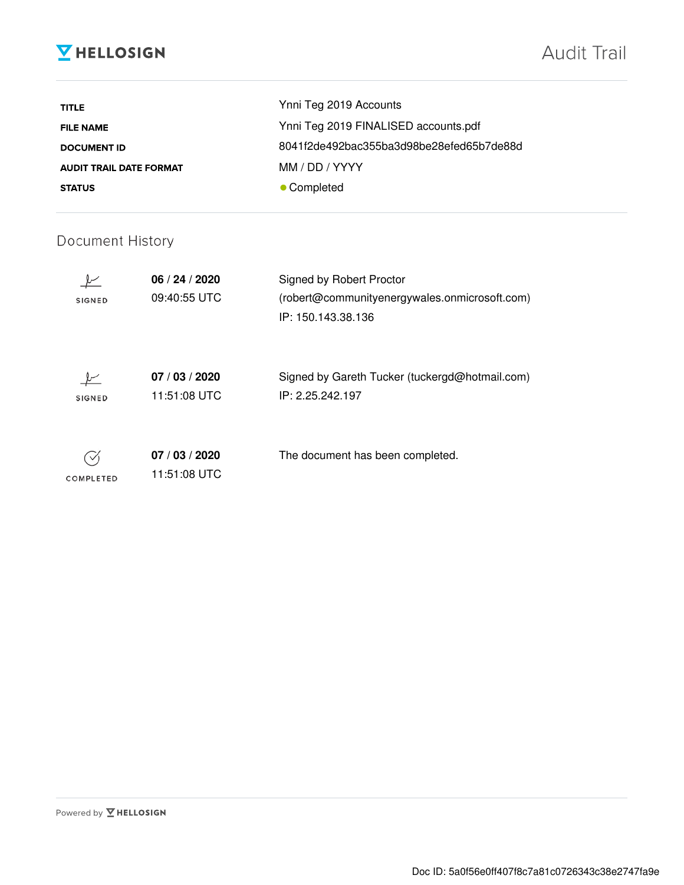# HELLOSIGN

## Audit Trail

| | |
|---|---|
| **TITLE** | Ynni Teg 2019 Accounts |
| **FILE NAME** | Ynni Teg 2019 FINALISED accounts.pdf |
| **DOCUMENT ID** | 8041f2de492bac355ba3d98be28efed65b7de88d |
| **AUDIT TRAIL DATE FORMAT** | MM / DD / YYYY |
| **STATUS** | ● Completed |

## Document History

| | | |
|---|---|---|
| SIGNED | **06** / **24** / **2020** 09:40:55 UTC | Signed by Robert Proctor (robert@communityenergywales.onmicrosoft.com) IP: 150.143.38.136 |
| SIGNED | **07** / **03** / **2020** 11:51:08 UTC | Signed by Gareth Tucker (tuckergd@hotmail.com) IP: 2.25.242.197 |
| COMPLETED | **07** / **03** / **2020** 11:51:08 UTC | The document has been completed. |

Powered by HELLOSIGN

Doc ID: 5a0f56e0ff407f8c7a81c0726343c38e2747fa9e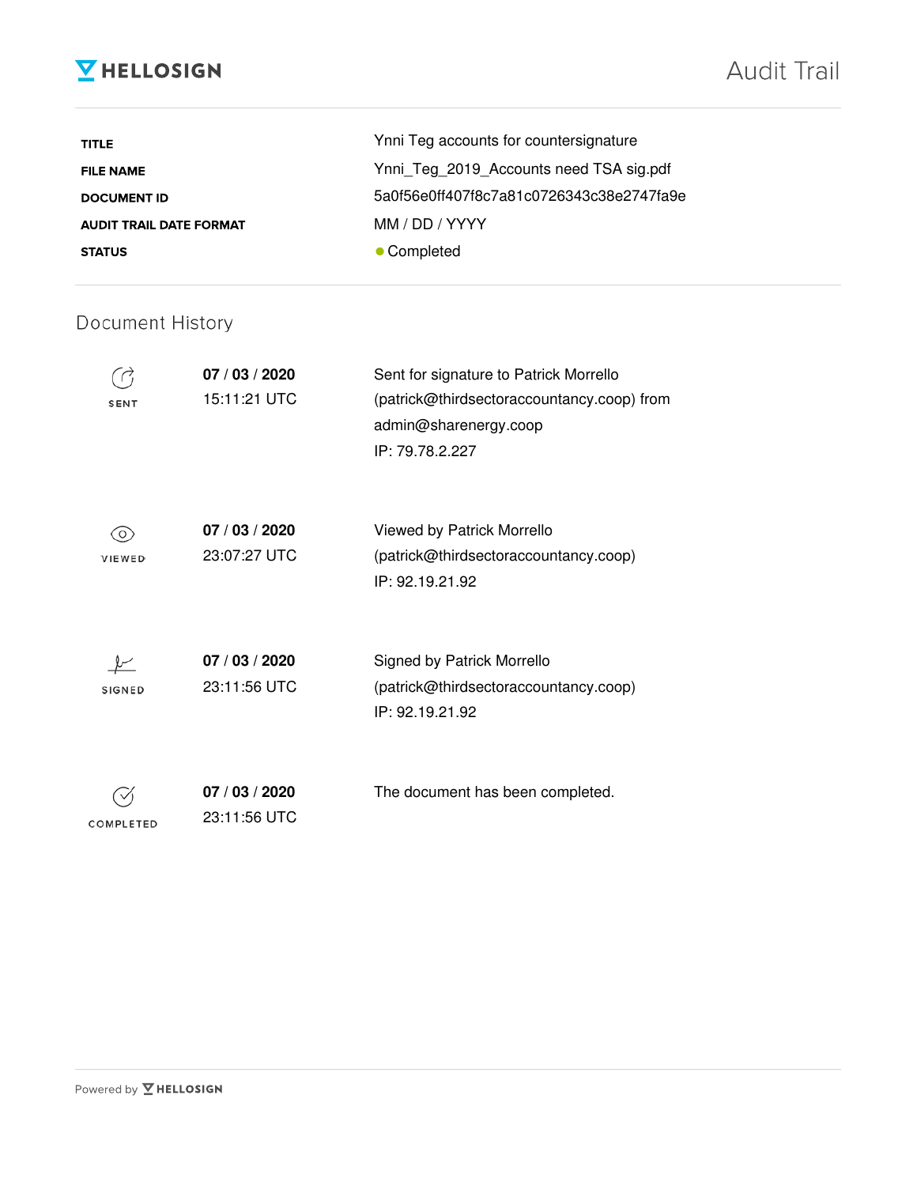# HELLOSIGN

## Audit Trail

| | |
|---|---|
| **TITLE** | Ynni Teg accounts for countersignature |
| **FILE NAME** | Ynni_Teg_2019_Accounts need TSA sig.pdf |
| **DOCUMENT ID** | 5a0f56e0ff407f8c7a81c0726343c38e2747fa9e |
| **AUDIT TRAIL DATE FORMAT** | MM / DD / YYYY |
| **STATUS** | ● Completed |

## Document History

| | | |
|---|---|---|
| SENT | **07** / **03** / **2020** 15:11:21 UTC | Sent for signature to Patrick Morrello (patrick@thirdsectoraccountancy.coop) from admin@sharenergy.coop IP: 79.78.2.227 |
| VIEWED | **07** / **03** / **2020** 23:07:27 UTC | Viewed by Patrick Morrello (patrick@thirdsectoraccountancy.coop) IP: 92.19.21.92 |
| SIGNED | **07** / **03** / **2020** 23:11:56 UTC | Signed by Patrick Morrello (patrick@thirdsectoraccountancy.coop) IP: 92.19.21.92 |
| COMPLETED | **07** / **03** / **2020** 23:11:56 UTC | The document has been completed. |

Powered by HELLOSIGN